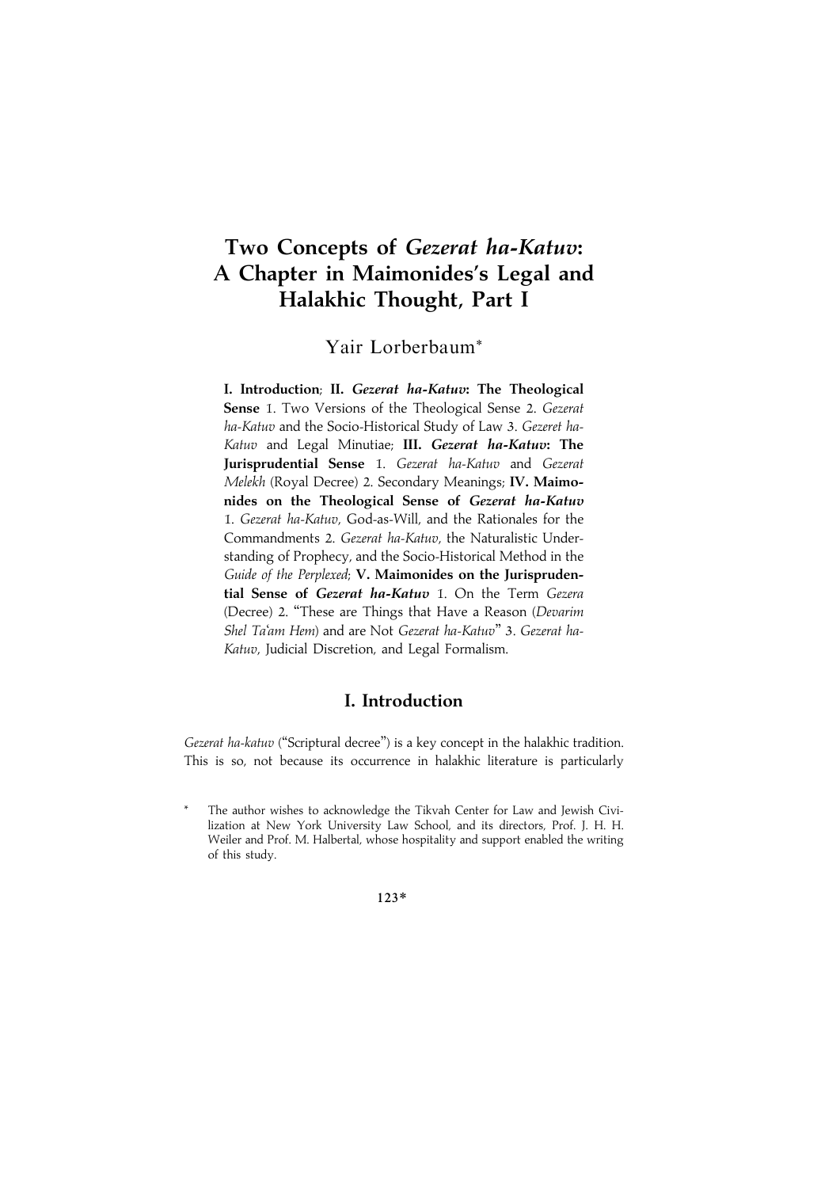# Two Concepts of *Gezerat ha-Katuv*: A Chapter in Maimonides's Legal and Halakhic Thought, Part I

Yair Lorberbaum*

**I. Introduction**; **II. *Gezerat ha-Katuv*: The Theological Sense** 1. Two Versions of the Theological Sense 2. *Gezerat ha-Katuv* and the Socio-Historical Study of Law 3. *Gezeret ha-Katuv* and Legal Minutiae; **III. *Gezerat ha-Katuv*: The Jurisprudential Sense** 1. *Gezerat ha-Katuv* and *Gezerat Melekh* (Royal Decree) 2. Secondary Meanings; **IV. Maimonides on the Theological Sense of *Gezerat ha-Katuv*** 1. *Gezerat ha-Katuv*, God-as-Will, and the Rationales for the Commandments 2. *Gezerat ha-Katuv*, the Naturalistic Understanding of Prophecy, and the Socio-Historical Method in the *Guide of the Perplexed*; **V. Maimonides on the Jurisprudential Sense of *Gezerat ha-Katuv*** 1. On the Term *Gezera* (Decree) 2. "These are Things that Have a Reason (*Devarim Shel Ta'am Hem*) and are Not *Gezerat ha-Katuv*" 3. *Gezerat ha-Katuv*, Judicial Discretion, and Legal Formalism.

## I. Introduction

*Gezerat ha-katuv* ("Scriptural decree") is a key concept in the halakhic tradition. This is so, not because its occurrence in halakhic literature is particularly

\* The author wishes to acknowledge the Tikvah Center for Law and Jewish Civilization at New York University Law School, and its directors, Prof. J. H. H. Weiler and Prof. M. Halbertal, whose hospitality and support enabled the writing of this study.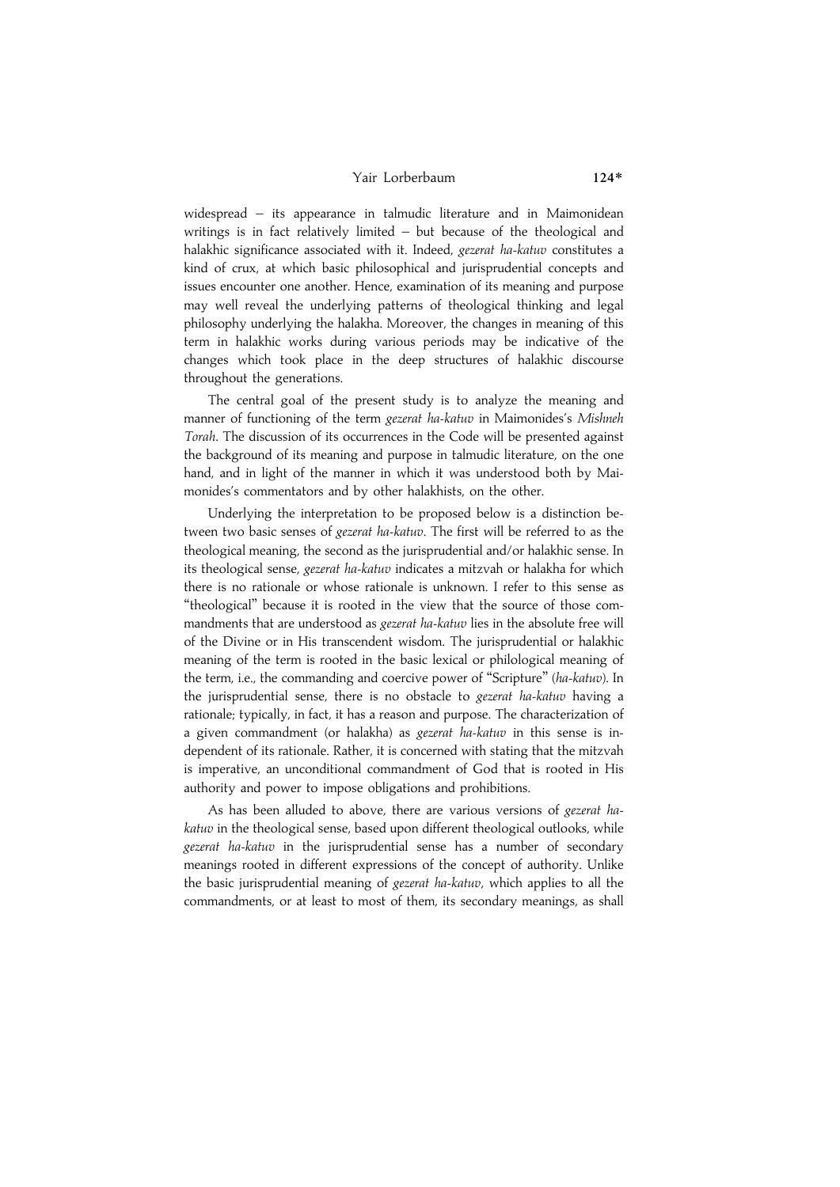widespread – its appearance in talmudic literature and in Maimonidean writings is in fact relatively limited – but because of the theological and halakhic significance associated with it. Indeed, *gezerat ha-katuv* constitutes a kind of crux, at which basic philosophical and jurisprudential concepts and issues encounter one another. Hence, examination of its meaning and purpose may well reveal the underlying patterns of theological thinking and legal philosophy underlying the halakha. Moreover, the changes in meaning of this term in halakhic works during various periods may be indicative of the changes which took place in the deep structures of halakhic discourse throughout the generations.

The central goal of the present study is to analyze the meaning and manner of functioning of the term *gezerat ha-katuv* in Maimonides's *Mishneh Torah*. The discussion of its occurrences in the Code will be presented against the background of its meaning and purpose in talmudic literature, on the one hand, and in light of the manner in which it was understood both by Maimonides's commentators and by other halakhists, on the other.

Underlying the interpretation to be proposed below is a distinction between two basic senses of *gezerat ha-katuv*. The first will be referred to as the theological meaning, the second as the jurisprudential and/or halakhic sense. In its theological sense, *gezerat ha-katuv* indicates a mitzvah or halakha for which there is no rationale or whose rationale is unknown. I refer to this sense as "theological" because it is rooted in the view that the source of those commandments that are understood as *gezerat ha-katuv* lies in the absolute free will of the Divine or in His transcendent wisdom. The jurisprudential or halakhic meaning of the term is rooted in the basic lexical or philological meaning of the term, i.e., the commanding and coercive power of "Scripture" (*ha-katuv*). In the jurisprudential sense, there is no obstacle to *gezerat ha-katuv* having a rationale; typically, in fact, it has a reason and purpose. The characterization of a given commandment (or halakha) as *gezerat ha-katuv* in this sense is independent of its rationale. Rather, it is concerned with stating that the mitzvah is imperative, an unconditional commandment of God that is rooted in His authority and power to impose obligations and prohibitions.

As has been alluded to above, there are various versions of *gezerat ha-katuv* in the theological sense, based upon different theological outlooks, while *gezerat ha-katuv* in the jurisprudential sense has a number of secondary meanings rooted in different expressions of the concept of authority. Unlike the basic jurisprudential meaning of *gezerat ha-katuv*, which applies to all the commandments, or at least to most of them, its secondary meanings, as shall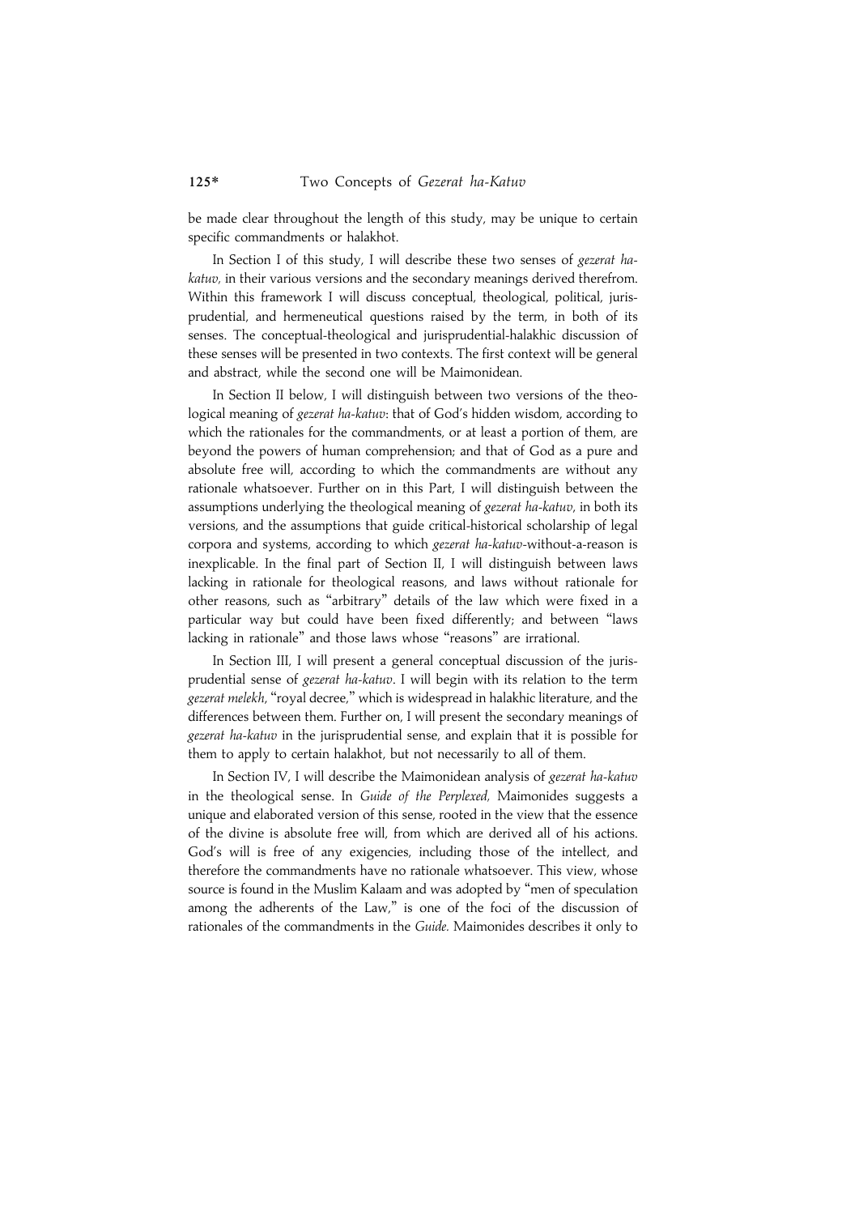be made clear throughout the length of this study, may be unique to certain specific commandments or halakhot.

In Section I of this study, I will describe these two senses of *gezerat ha-katuv,* in their various versions and the secondary meanings derived therefrom. Within this framework I will discuss conceptual, theological, political, jurisprudential, and hermeneutical questions raised by the term, in both of its senses. The conceptual-theological and jurisprudential-halakhic discussion of these senses will be presented in two contexts. The first context will be general and abstract, while the second one will be Maimonidean.

In Section II below, I will distinguish between two versions of the theological meaning of *gezerat ha-katuv*: that of God's hidden wisdom, according to which the rationales for the commandments, or at least a portion of them, are beyond the powers of human comprehension; and that of God as a pure and absolute free will, according to which the commandments are without any rationale whatsoever. Further on in this Part, I will distinguish between the assumptions underlying the theological meaning of *gezerat ha-katuv*, in both its versions, and the assumptions that guide critical-historical scholarship of legal corpora and systems, according to which *gezerat ha-katuv*-without-a-reason is inexplicable. In the final part of Section II, I will distinguish between laws lacking in rationale for theological reasons, and laws without rationale for other reasons, such as "arbitrary" details of the law which were fixed in a particular way but could have been fixed differently; and between "laws lacking in rationale" and those laws whose "reasons" are irrational.

In Section III, I will present a general conceptual discussion of the jurisprudential sense of *gezerat ha-katuv*. I will begin with its relation to the term *gezerat melekh*, "royal decree," which is widespread in halakhic literature, and the differences between them. Further on, I will present the secondary meanings of *gezerat ha-katuv* in the jurisprudential sense, and explain that it is possible for them to apply to certain halakhot, but not necessarily to all of them.

In Section IV, I will describe the Maimonidean analysis of *gezerat ha-katuv* in the theological sense. In *Guide of the Perplexed,* Maimonides suggests a unique and elaborated version of this sense, rooted in the view that the essence of the divine is absolute free will, from which are derived all of his actions. God's will is free of any exigencies, including those of the intellect, and therefore the commandments have no rationale whatsoever. This view, whose source is found in the Muslim Kalaam and was adopted by "men of speculation among the adherents of the Law," is one of the foci of the discussion of rationales of the commandments in the *Guide.* Maimonides describes it only to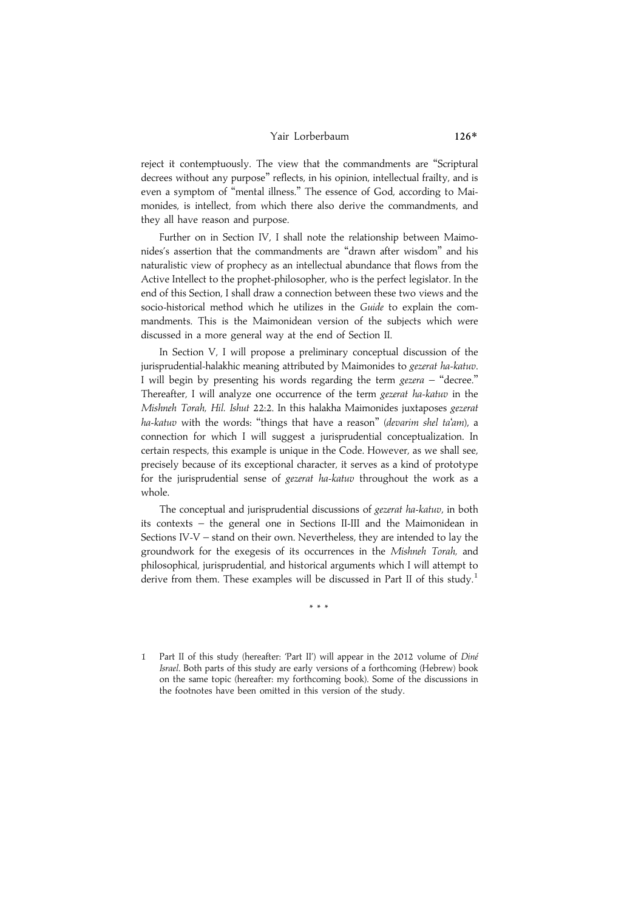reject it contemptuously. The view that the commandments are "Scriptural decrees without any purpose" reflects, in his opinion, intellectual frailty, and is even a symptom of "mental illness." The essence of God, according to Maimonides, is intellect, from which there also derive the commandments, and they all have reason and purpose.

Further on in Section IV, I shall note the relationship between Maimonides's assertion that the commandments are "drawn after wisdom" and his naturalistic view of prophecy as an intellectual abundance that flows from the Active Intellect to the prophet-philosopher, who is the perfect legislator. In the end of this Section, I shall draw a connection between these two views and the socio-historical method which he utilizes in the *Guide* to explain the commandments. This is the Maimonidean version of the subjects which were discussed in a more general way at the end of Section II.

In Section V, I will propose a preliminary conceptual discussion of the jurisprudential-halakhic meaning attributed by Maimonides to *gezerat ha-katuv*. I will begin by presenting his words regarding the term *gezera* – "decree." Thereafter, I will analyze one occurrence of the term *gezerat ha-katuv* in the *Mishneh Torah, Hil. Ishut* 22:2. In this halakha Maimonides juxtaposes *gezerat ha-katuv* with the words: "things that have a reason" (*devarim shel ta'am*), a connection for which I will suggest a jurisprudential conceptualization. In certain respects, this example is unique in the Code. However, as we shall see, precisely because of its exceptional character, it serves as a kind of prototype for the jurisprudential sense of *gezerat ha-katuv* throughout the work as a whole.

The conceptual and jurisprudential discussions of *gezerat ha-katuv*, in both its contexts – the general one in Sections II-III and the Maimonidean in Sections IV-V – stand on their own. Nevertheless, they are intended to lay the groundwork for the exegesis of its occurrences in the *Mishneh Torah,* and philosophical, jurisprudential, and historical arguments which I will attempt to derive from them. These examples will be discussed in Part II of this study.[1]

\* \* \*

1 Part II of this study (hereafter: 'Part II') will appear in the 2012 volume of *Diné Israel*. Both parts of this study are early versions of a forthcoming (Hebrew) book on the same topic (hereafter: my forthcoming book). Some of the discussions in the footnotes have been omitted in this version of the study.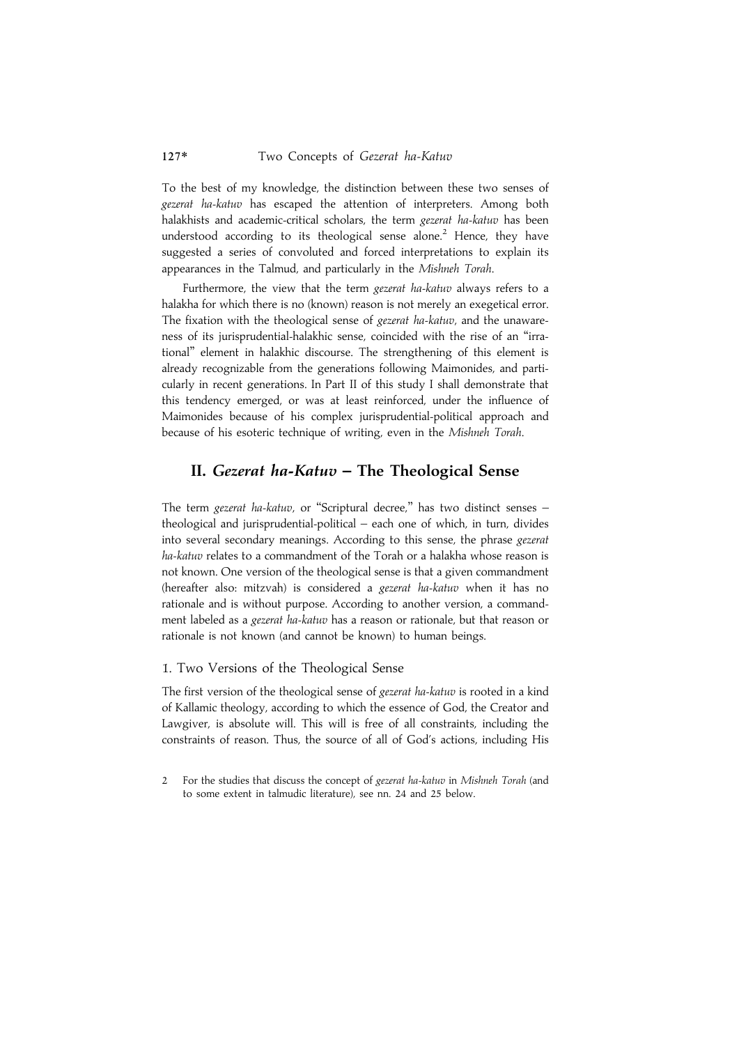To the best of my knowledge, the distinction between these two senses of *gezerat ha-katuv* has escaped the attention of interpreters. Among both halakhists and academic-critical scholars, the term *gezerat ha-katuv* has been understood according to its theological sense alone.[2] Hence, they have suggested a series of convoluted and forced interpretations to explain its appearances in the Talmud, and particularly in the *Mishneh Torah*.

Furthermore, the view that the term *gezerat ha-katuv* always refers to a halakha for which there is no (known) reason is not merely an exegetical error. The fixation with the theological sense of *gezerat ha-katuv*, and the unawareness of its jurisprudential-halakhic sense, coincided with the rise of an "irrational" element in halakhic discourse. The strengthening of this element is already recognizable from the generations following Maimonides, and particularly in recent generations. In Part II of this study I shall demonstrate that this tendency emerged, or was at least reinforced, under the influence of Maimonides because of his complex jurisprudential-political approach and because of his esoteric technique of writing, even in the *Mishneh Torah*.

## II. *Gezerat ha-Katuv* – The Theological Sense

The term *gezerat ha-katuv*, or "Scriptural decree," has two distinct senses – theological and jurisprudential-political – each one of which, in turn, divides into several secondary meanings. According to this sense, the phrase *gezerat ha-katuv* relates to a commandment of the Torah or a halakha whose reason is not known. One version of the theological sense is that a given commandment (hereafter also: mitzvah) is considered a *gezerat ha-katuv* when it has no rationale and is without purpose. According to another version, a commandment labeled as a *gezerat ha-katuv* has a reason or rationale, but that reason or rationale is not known (and cannot be known) to human beings.

### 1. Two Versions of the Theological Sense

The first version of the theological sense of *gezerat ha-katuv* is rooted in a kind of Kallamic theology, according to which the essence of God, the Creator and Lawgiver, is absolute will. This will is free of all constraints, including the constraints of reason. Thus, the source of all of God's actions, including His

2 For the studies that discuss the concept of *gezerat ha-katuv* in *Mishneh Torah* (and to some extent in talmudic literature), see nn. 24 and 25 below.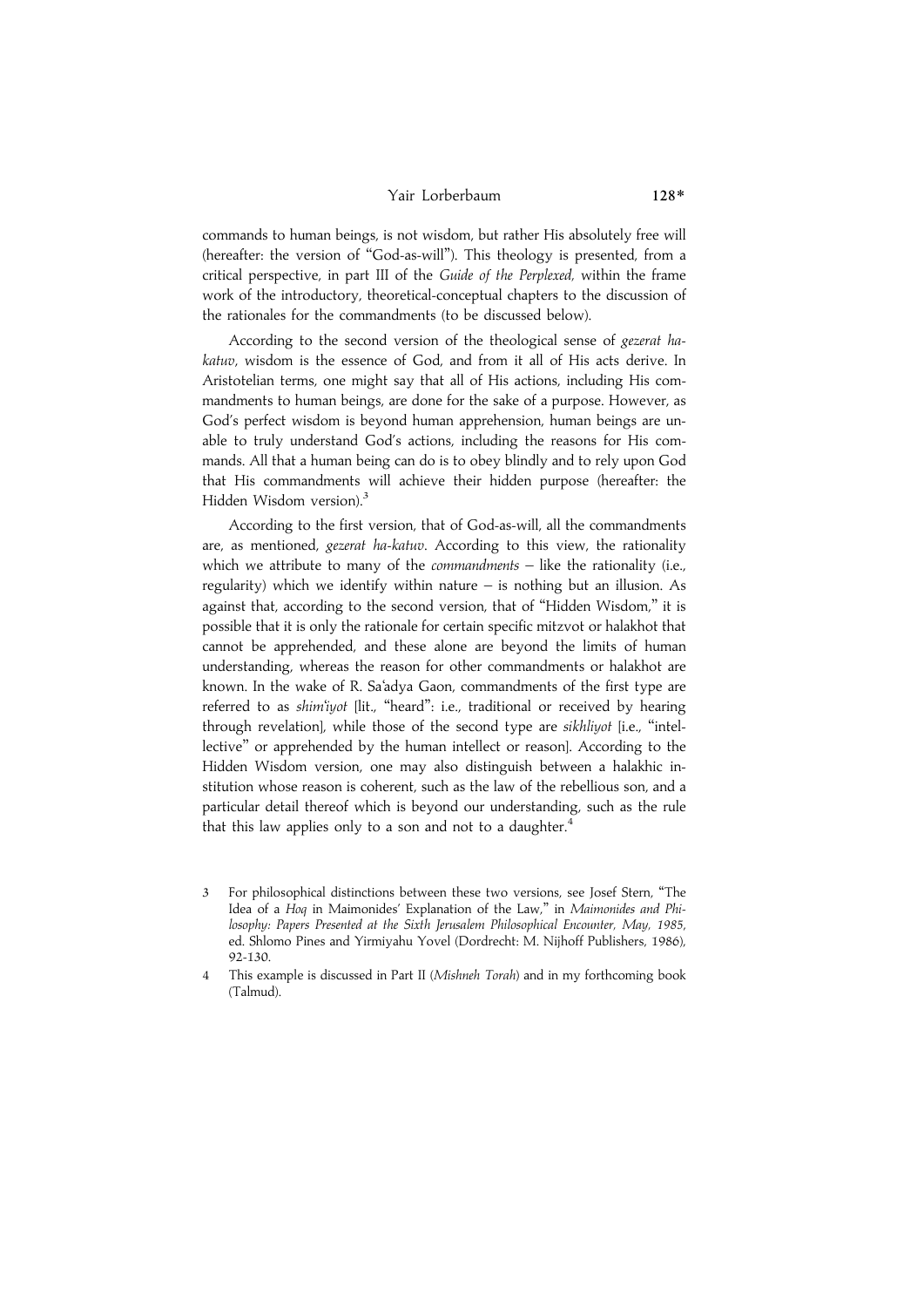commands to human beings, is not wisdom, but rather His absolutely free will (hereafter: the version of "God-as-will"). This theology is presented, from a critical perspective, in part III of the *Guide of the Perplexed*, within the frame work of the introductory, theoretical-conceptual chapters to the discussion of the rationales for the commandments (to be discussed below).

According to the second version of the theological sense of *gezerat ha-katuv*, wisdom is the essence of God, and from it all of His acts derive. In Aristotelian terms, one might say that all of His actions, including His commandments to human beings, are done for the sake of a purpose. However, as God's perfect wisdom is beyond human apprehension, human beings are unable to truly understand God's actions, including the reasons for His commands. All that a human being can do is to obey blindly and to rely upon God that His commandments will achieve their hidden purpose (hereafter: the Hidden Wisdom version).[3]

According to the first version, that of God-as-will, all the commandments are, as mentioned, *gezerat ha-katuv*. According to this view, the rationality which we attribute to many of the *commandments* – like the rationality (i.e., regularity) which we identify within nature – is nothing but an illusion. As against that, according to the second version, that of "Hidden Wisdom," it is possible that it is only the rationale for certain specific mitzvot or halakhot that cannot be apprehended, and these alone are beyond the limits of human understanding, whereas the reason for other commandments or halakhot are known. In the wake of R. Sa'adya Gaon, commandments of the first type are referred to as *shim'iyot* [lit., "heard": i.e., traditional or received by hearing through revelation], while those of the second type are *sikhliyot* [i.e., "intellective" or apprehended by the human intellect or reason]. According to the Hidden Wisdom version, one may also distinguish between a halakhic institution whose reason is coherent, such as the law of the rebellious son, and a particular detail thereof which is beyond our understanding, such as the rule that this law applies only to a son and not to a daughter.[4]

---

3 For philosophical distinctions between these two versions, see Josef Stern, "The Idea of a *Hoq* in Maimonides' Explanation of the Law," in *Maimonides and Philosophy: Papers Presented at the Sixth Jerusalem Philosophical Encounter, May, 1985*, ed. Shlomo Pines and Yirmiyahu Yovel (Dordrecht: M. Nijhoff Publishers, 1986), 92-130.

4 This example is discussed in Part II (*Mishneh Torah*) and in my forthcoming book (Talmud).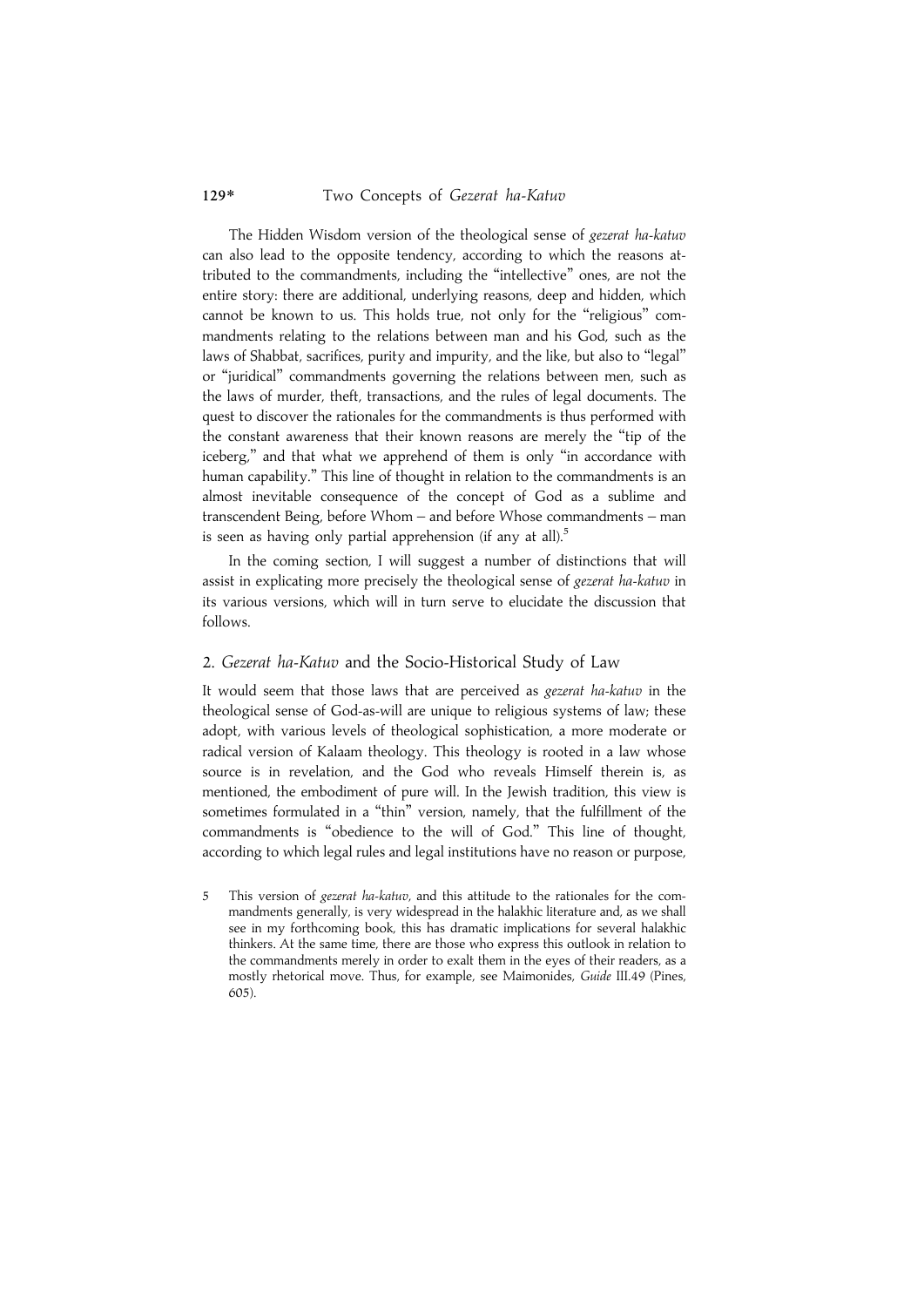The Hidden Wisdom version of the theological sense of *gezerat ha-katuv* can also lead to the opposite tendency, according to which the reasons attributed to the commandments, including the "intellective" ones, are not the entire story: there are additional, underlying reasons, deep and hidden, which cannot be known to us. This holds true, not only for the "religious" commandments relating to the relations between man and his God, such as the laws of Shabbat, sacrifices, purity and impurity, and the like, but also to "legal" or "juridical" commandments governing the relations between men, such as the laws of murder, theft, transactions, and the rules of legal documents. The quest to discover the rationales for the commandments is thus performed with the constant awareness that their known reasons are merely the "tip of the iceberg," and that what we apprehend of them is only "in accordance with human capability." This line of thought in relation to the commandments is an almost inevitable consequence of the concept of God as a sublime and transcendent Being, before Whom – and before Whose commandments – man is seen as having only partial apprehension (if any at all).[5]

In the coming section, I will suggest a number of distinctions that will assist in explicating more precisely the theological sense of *gezerat ha-katuv* in its various versions, which will in turn serve to elucidate the discussion that follows.

## 2. *Gezerat ha-Katuv* and the Socio-Historical Study of Law

It would seem that those laws that are perceived as *gezerat ha-katuv* in the theological sense of God-as-will are unique to religious systems of law; these adopt, with various levels of theological sophistication, a more moderate or radical version of Kalaam theology. This theology is rooted in a law whose source is in revelation, and the God who reveals Himself therein is, as mentioned, the embodiment of pure will. In the Jewish tradition, this view is sometimes formulated in a "thin" version, namely, that the fulfillment of the commandments is "obedience to the will of God." This line of thought, according to which legal rules and legal institutions have no reason or purpose,

5 This version of *gezerat ha-katuv*, and this attitude to the rationales for the commandments generally, is very widespread in the halakhic literature and, as we shall see in my forthcoming book, this has dramatic implications for several halakhic thinkers. At the same time, there are those who express this outlook in relation to the commandments merely in order to exalt them in the eyes of their readers, as a mostly rhetorical move. Thus, for example, see Maimonides, *Guide* III.49 (Pines, 605).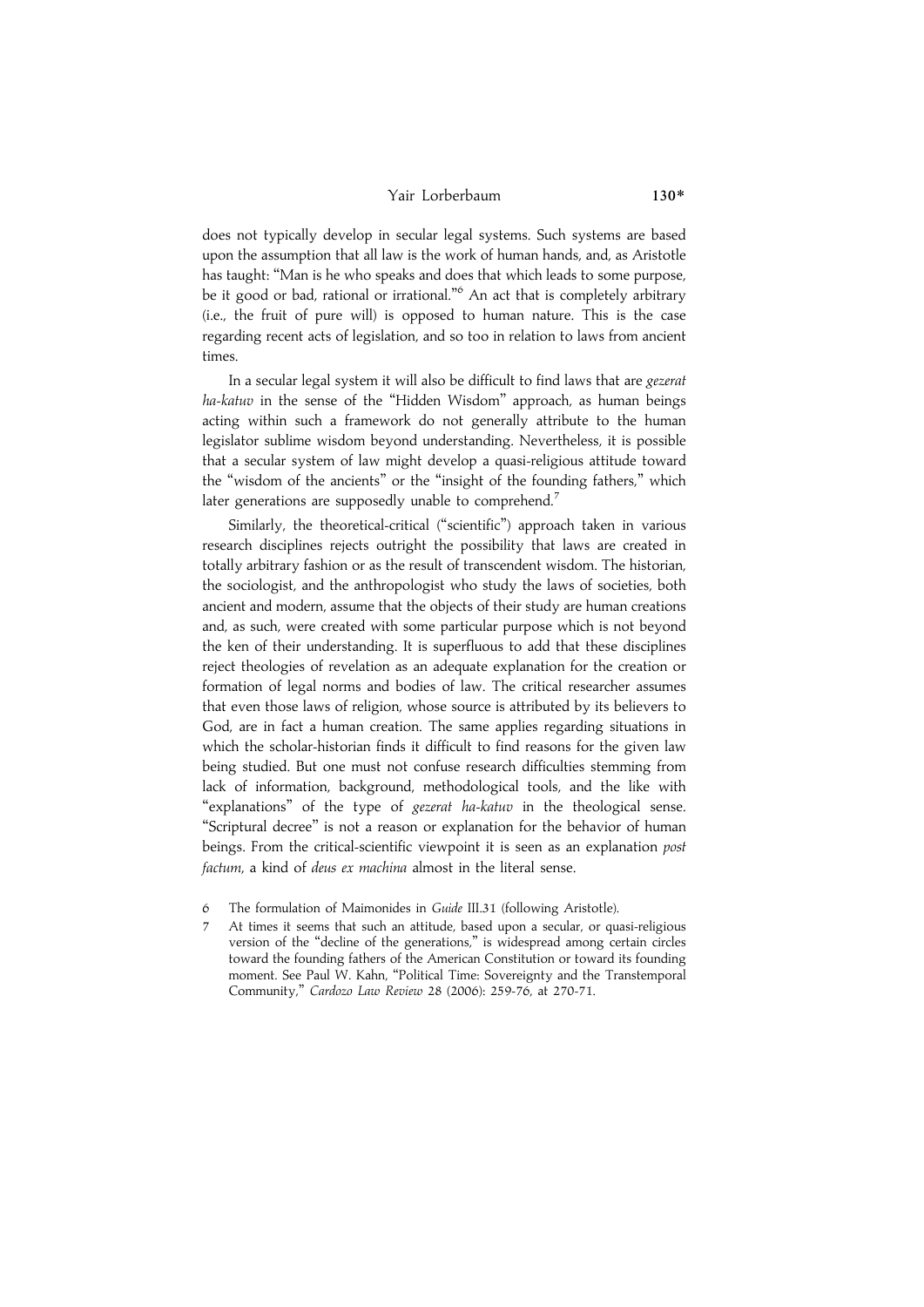does not typically develop in secular legal systems. Such systems are based upon the assumption that all law is the work of human hands, and, as Aristotle has taught: "Man is he who speaks and does that which leads to some purpose, be it good or bad, rational or irrational."[6] An act that is completely arbitrary (i.e., the fruit of pure will) is opposed to human nature. This is the case regarding recent acts of legislation, and so too in relation to laws from ancient times.

In a secular legal system it will also be difficult to find laws that are *gezerat ha-katuv* in the sense of the "Hidden Wisdom" approach, as human beings acting within such a framework do not generally attribute to the human legislator sublime wisdom beyond understanding. Nevertheless, it is possible that a secular system of law might develop a quasi-religious attitude toward the "wisdom of the ancients" or the "insight of the founding fathers," which later generations are supposedly unable to comprehend.[7]

Similarly, the theoretical-critical ("scientific") approach taken in various research disciplines rejects outright the possibility that laws are created in totally arbitrary fashion or as the result of transcendent wisdom. The historian, the sociologist, and the anthropologist who study the laws of societies, both ancient and modern, assume that the objects of their study are human creations and, as such, were created with some particular purpose which is not beyond the ken of their understanding. It is superfluous to add that these disciplines reject theologies of revelation as an adequate explanation for the creation or formation of legal norms and bodies of law. The critical researcher assumes that even those laws of religion, whose source is attributed by its believers to God, are in fact a human creation. The same applies regarding situations in which the scholar-historian finds it difficult to find reasons for the given law being studied. But one must not confuse research difficulties stemming from lack of information, background, methodological tools, and the like with "explanations" of the type of *gezerat ha-katuv* in the theological sense. "Scriptural decree" is not a reason or explanation for the behavior of human beings. From the critical-scientific viewpoint it is seen as an explanation *post factum*, a kind of *deus ex machina* almost in the literal sense.

6 The formulation of Maimonides in *Guide* III.31 (following Aristotle).

7 At times it seems that such an attitude, based upon a secular, or quasi-religious version of the "decline of the generations," is widespread among certain circles toward the founding fathers of the American Constitution or toward its founding moment. See Paul W. Kahn, "Political Time: Sovereignty and the Transtemporal Community," *Cardozo Law Review* 28 (2006): 259-76, at 270-71.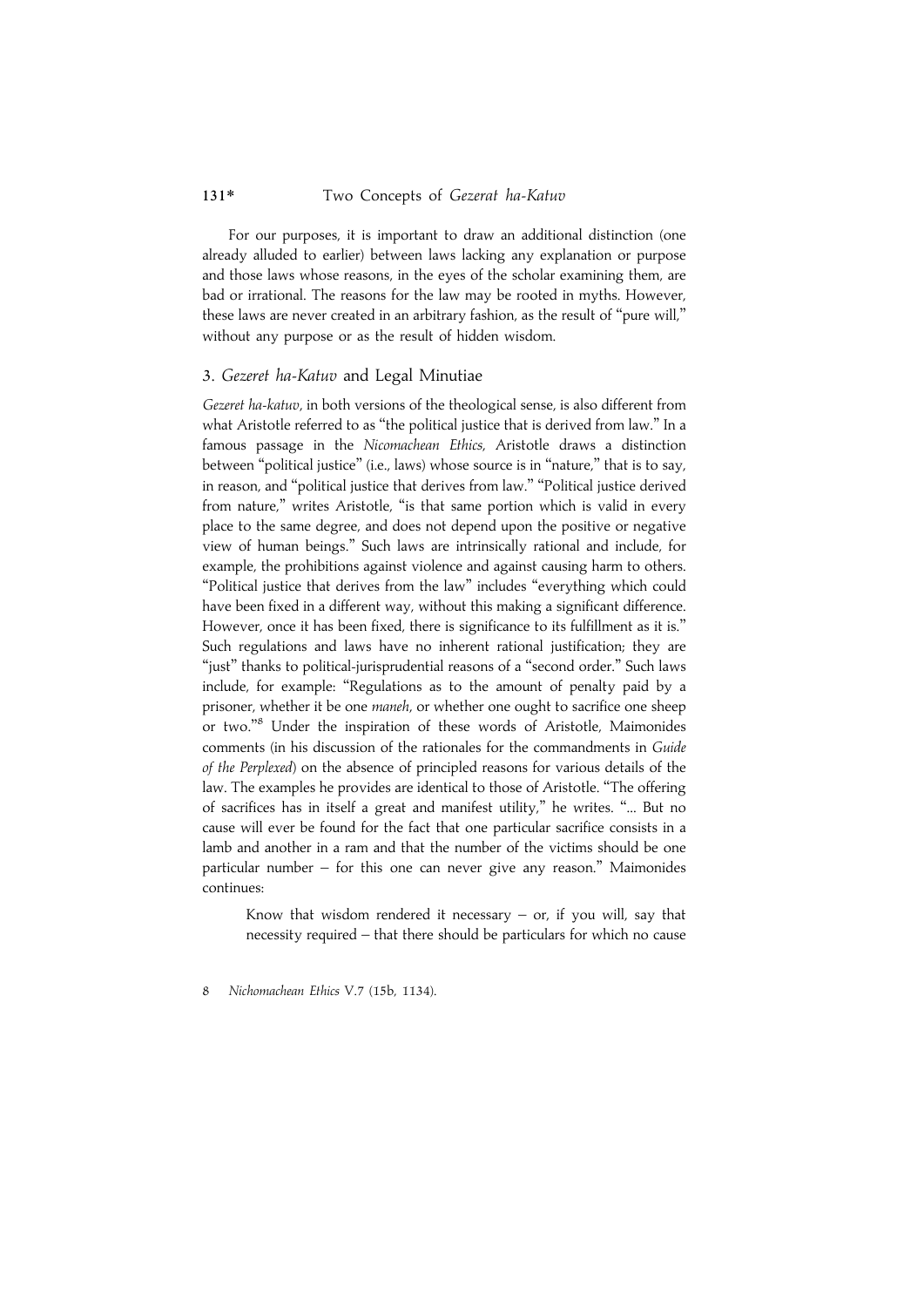For our purposes, it is important to draw an additional distinction (one already alluded to earlier) between laws lacking any explanation or purpose and those laws whose reasons, in the eyes of the scholar examining them, are bad or irrational. The reasons for the law may be rooted in myths. However, these laws are never created in an arbitrary fashion, as the result of "pure will," without any purpose or as the result of hidden wisdom.

## 3. *Gezeret ha-Katuv* and Legal Minutiae

*Gezeret ha-katuv*, in both versions of the theological sense, is also different from what Aristotle referred to as "the political justice that is derived from law." In a famous passage in the *Nicomachean Ethics*, Aristotle draws a distinction between "political justice" (i.e., laws) whose source is in "nature," that is to say, in reason, and "political justice that derives from law." "Political justice derived from nature," writes Aristotle, "is that same portion which is valid in every place to the same degree, and does not depend upon the positive or negative view of human beings." Such laws are intrinsically rational and include, for example, the prohibitions against violence and against causing harm to others. "Political justice that derives from the law" includes "everything which could have been fixed in a different way, without this making a significant difference. However, once it has been fixed, there is significance to its fulfillment as it is." Such regulations and laws have no inherent rational justification; they are "just" thanks to political-jurisprudential reasons of a "second order." Such laws include, for example: "Regulations as to the amount of penalty paid by a prisoner, whether it be one *maneh*, or whether one ought to sacrifice one sheep or two."[8] Under the inspiration of these words of Aristotle, Maimonides comments (in his discussion of the rationales for the commandments in *Guide of the Perplexed*) on the absence of principled reasons for various details of the law. The examples he provides are identical to those of Aristotle. "The offering of sacrifices has in itself a great and manifest utility," he writes. "... But no cause will ever be found for the fact that one particular sacrifice consists in a lamb and another in a ram and that the number of the victims should be one particular number – for this one can never give any reason." Maimonides continues:

> Know that wisdom rendered it necessary – or, if you will, say that necessity required – that there should be particulars for which no cause

8 *Nichomachean Ethics* V.7 (15b, 1134).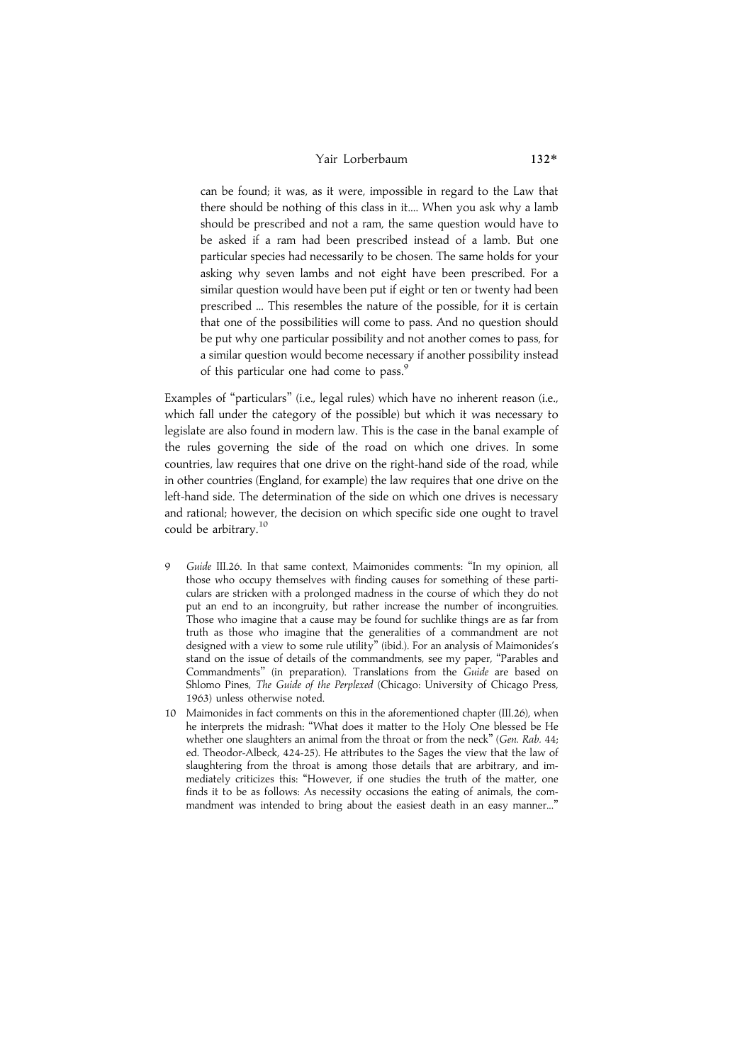> can be found; it was, as it were, impossible in regard to the Law that there should be nothing of this class in it.... When you ask why a lamb should be prescribed and not a ram, the same question would have to be asked if a ram had been prescribed instead of a lamb. But one particular species had necessarily to be chosen. The same holds for your asking why seven lambs and not eight have been prescribed. For a similar question would have been put if eight or ten or twenty had been prescribed ... This resembles the nature of the possible, for it is certain that one of the possibilities will come to pass. And no question should be put why one particular possibility and not another comes to pass, for a similar question would become necessary if another possibility instead of this particular one had come to pass.[9]

Examples of "particulars" (i.e., legal rules) which have no inherent reason (i.e., which fall under the category of the possible) but which it was necessary to legislate are also found in modern law. This is the case in the banal example of the rules governing the side of the road on which one drives. In some countries, law requires that one drive on the right-hand side of the road, while in other countries (England, for example) the law requires that one drive on the left-hand side. The determination of the side on which one drives is necessary and rational; however, the decision on which specific side one ought to travel could be arbitrary.[10]

9 *Guide* III.26. In that same context, Maimonides comments: "In my opinion, all those who occupy themselves with finding causes for something of these particulars are stricken with a prolonged madness in the course of which they do not put an end to an incongruity, but rather increase the number of incongruities. Those who imagine that a cause may be found for suchlike things are as far from truth as those who imagine that the generalities of a commandment are not designed with a view to some rule utility" (ibid.). For an analysis of Maimonides's stand on the issue of details of the commandments, see my paper, "Parables and Commandments" (in preparation). Translations from the *Guide* are based on Shlomo Pines, *The Guide of the Perplexed* (Chicago: University of Chicago Press, 1963) unless otherwise noted.

10 Maimonides in fact comments on this in the aforementioned chapter (III.26), when he interprets the midrash: "What does it matter to the Holy One blessed be He whether one slaughters an animal from the throat or from the neck" (*Gen. Rab.* 44; ed. Theodor-Albeck, 424-25). He attributes to the Sages the view that the law of slaughtering from the throat is among those details that are arbitrary, and immediately criticizes this: "However, if one studies the truth of the matter, one finds it to be as follows: As necessity occasions the eating of animals, the commandment was intended to bring about the easiest death in an easy manner..."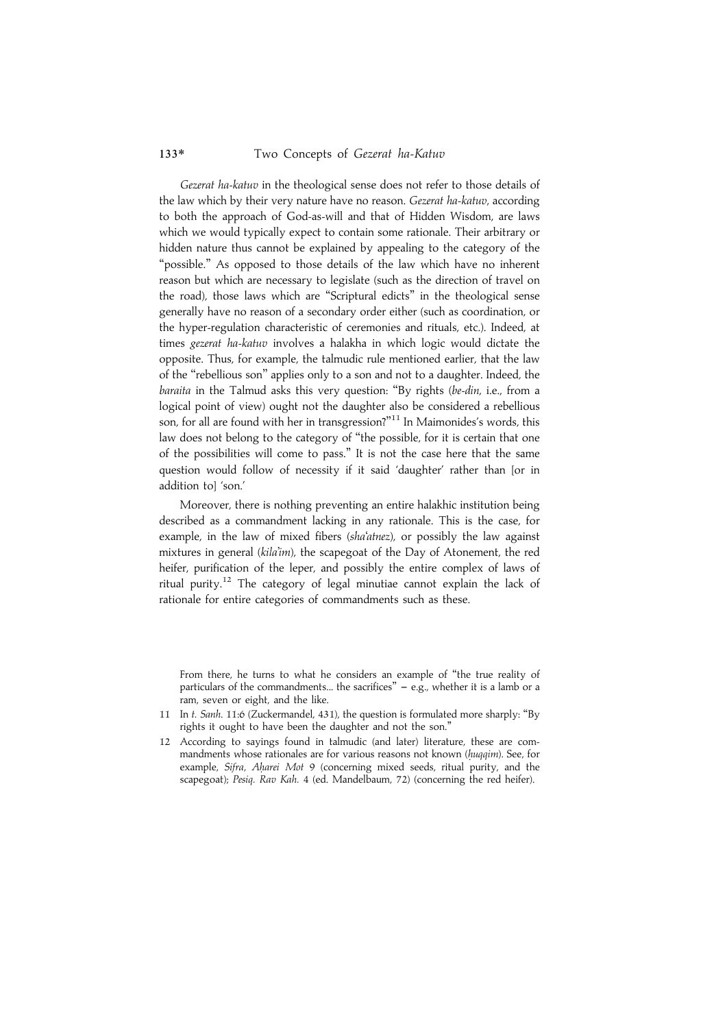*Gezerat ha-katuv* in the theological sense does not refer to those details of the law which by their very nature have no reason. *Gezerat ha-katuv*, according to both the approach of God-as-will and that of Hidden Wisdom, are laws which we would typically expect to contain some rationale. Their arbitrary or hidden nature thus cannot be explained by appealing to the category of the "possible." As opposed to those details of the law which have no inherent reason but which are necessary to legislate (such as the direction of travel on the road), those laws which are "Scriptural edicts" in the theological sense generally have no reason of a secondary order either (such as coordination, or the hyper-regulation characteristic of ceremonies and rituals, etc.). Indeed, at times *gezerat ha-katuv* involves a halakha in which logic would dictate the opposite. Thus, for example, the talmudic rule mentioned earlier, that the law of the "rebellious son" applies only to a son and not to a daughter. Indeed, the *baraita* in the Talmud asks this very question: "By rights (*be-din*, i.e., from a logical point of view) ought not the daughter also be considered a rebellious son, for all are found with her in transgression?"[11] In Maimonides's words, this law does not belong to the category of "the possible, for it is certain that one of the possibilities will come to pass." It is not the case here that the same question would follow of necessity if it said 'daughter' rather than [or in addition to] 'son.'

Moreover, there is nothing preventing an entire halakhic institution being described as a commandment lacking in any rationale. This is the case, for example, in the law of mixed fibers (*sha'atnez*), or possibly the law against mixtures in general (*kila'im*), the scapegoat of the Day of Atonement, the red heifer, purification of the leper, and possibly the entire complex of laws of ritual purity.[12] The category of legal minutiae cannot explain the lack of rationale for entire categories of commandments such as these.

From there, he turns to what he considers an example of "the true reality of particulars of the commandments... the sacrifices" – e.g., whether it is a lamb or a ram, seven or eight, and the like.

11 In *t. Sanh.* 11:6 (Zuckermandel, 431), the question is formulated more sharply: "By rights it ought to have been the daughter and not the son."

12 According to sayings found in talmudic (and later) literature, these are commandments whose rationales are for various reasons not known (*ḥuqqim*). See, for example, *Sifra, Aḥarei Mot* 9 (concerning mixed seeds, ritual purity, and the scapegoat); *Pesiq. Rav Kah.* 4 (ed. Mandelbaum, 72) (concerning the red heifer).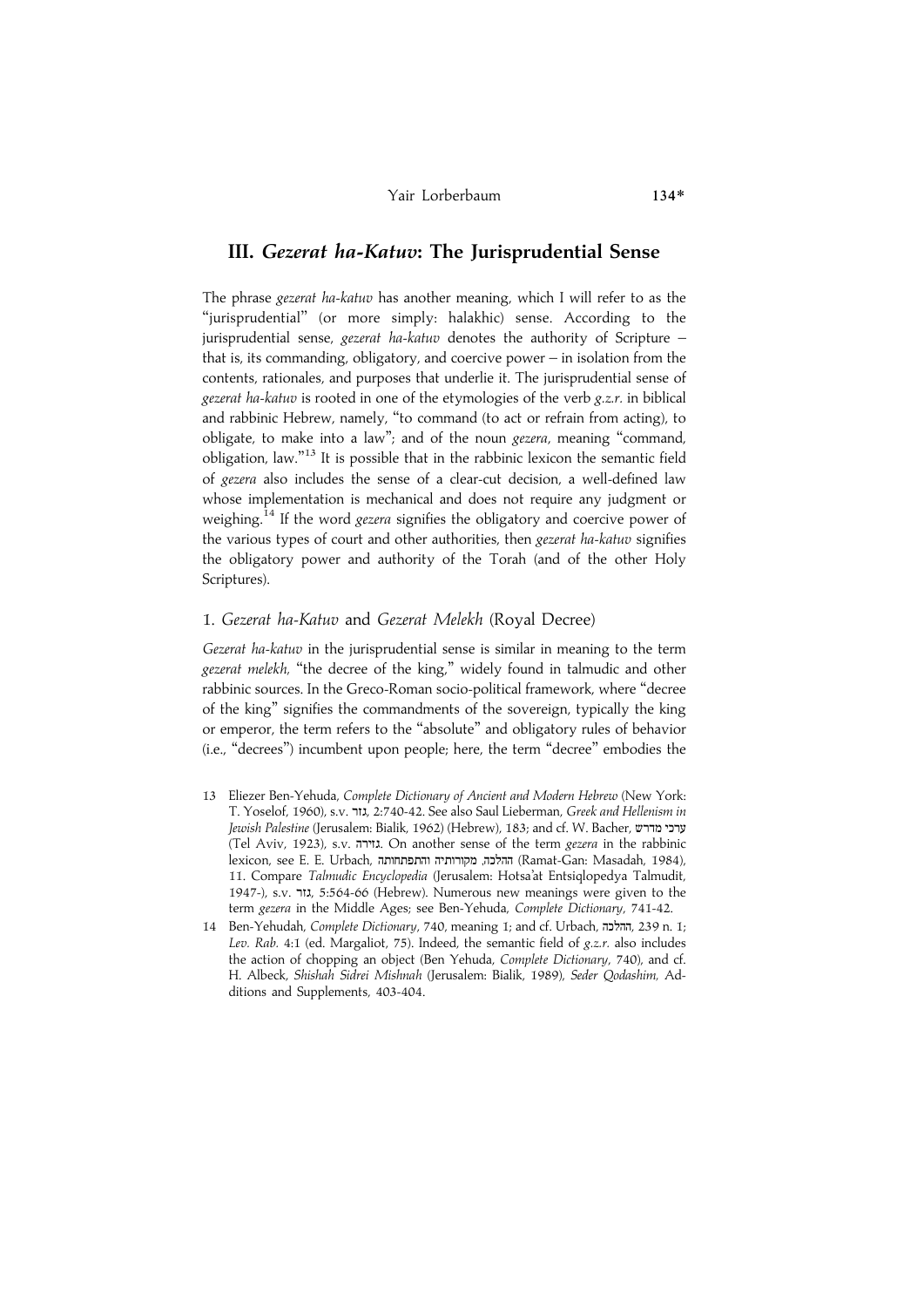## III. *Gezerat ha-Katuv*: The Jurisprudential Sense

The phrase *gezerat ha-katuv* has another meaning, which I will refer to as the "jurisprudential" (or more simply: halakhic) sense. According to the jurisprudential sense, *gezerat ha-katuv* denotes the authority of Scripture – that is, its commanding, obligatory, and coercive power – in isolation from the contents, rationales, and purposes that underlie it. The jurisprudential sense of *gezerat ha-katuv* is rooted in one of the etymologies of the verb *g.z.r.* in biblical and rabbinic Hebrew, namely, "to command (to act or refrain from acting), to obligate, to make into a law"; and of the noun *gezera*, meaning "command, obligation, law."[13] It is possible that in the rabbinic lexicon the semantic field of *gezera* also includes the sense of a clear-cut decision, a well-defined law whose implementation is mechanical and does not require any judgment or weighing.[14] If the word *gezera* signifies the obligatory and coercive power of the various types of court and other authorities, then *gezerat ha-katuv* signifies the obligatory power and authority of the Torah (and of the other Holy Scriptures).

### 1. *Gezerat ha-Katuv* and *Gezerat Melekh* (Royal Decree)

*Gezerat ha-katuv* in the jurisprudential sense is similar in meaning to the term *gezerat melekh*, "the decree of the king," widely found in talmudic and other rabbinic sources. In the Greco-Roman socio-political framework, where "decree of the king" signifies the commandments of the sovereign, typically the king or emperor, the term refers to the "absolute" and obligatory rules of behavior (i.e., "decrees") incumbent upon people; here, the term "decree" embodies the

13 Eliezer Ben-Yehuda, *Complete Dictionary of Ancient and Modern Hebrew* (New York: T. Yoselof, 1960), s.v. גזר, 2:740-42. See also Saul Lieberman, *Greek and Hellenism in Jewish Palestine* (Jerusalem: Bialik, 1962) (Hebrew), 183; and cf. W. Bacher, ערכי מדרש (Tel Aviv, 1923), s.v. גזירה. On another sense of the term *gezera* in the rabbinic lexicon, see E. E. Urbach, ההלכה, מקורותיה והתפתחותה (Ramat-Gan: Masadah, 1984), 11. Compare *Talmudic Encyclopedia* (Jerusalem: Hotsa'at Entsiqlopedya Talmudit, 1947-), s.v. גזר, 5:564-66 (Hebrew). Numerous new meanings were given to the term *gezera* in the Middle Ages; see Ben-Yehuda, *Complete Dictionary*, 741-42.

14 Ben-Yehudah, *Complete Dictionary*, 740, meaning 1; and cf. Urbach, ההלכה, 239 n. 1; *Lev. Rab.* 4:1 (ed. Margaliot, 75). Indeed, the semantic field of *g.z.r.* also includes the action of chopping an object (Ben Yehuda, *Complete Dictionary*, 740), and cf. H. Albeck, *Shishah Sidrei Mishnah* (Jerusalem: Bialik, 1989), *Seder Qodashim*, Additions and Supplements, 403-404.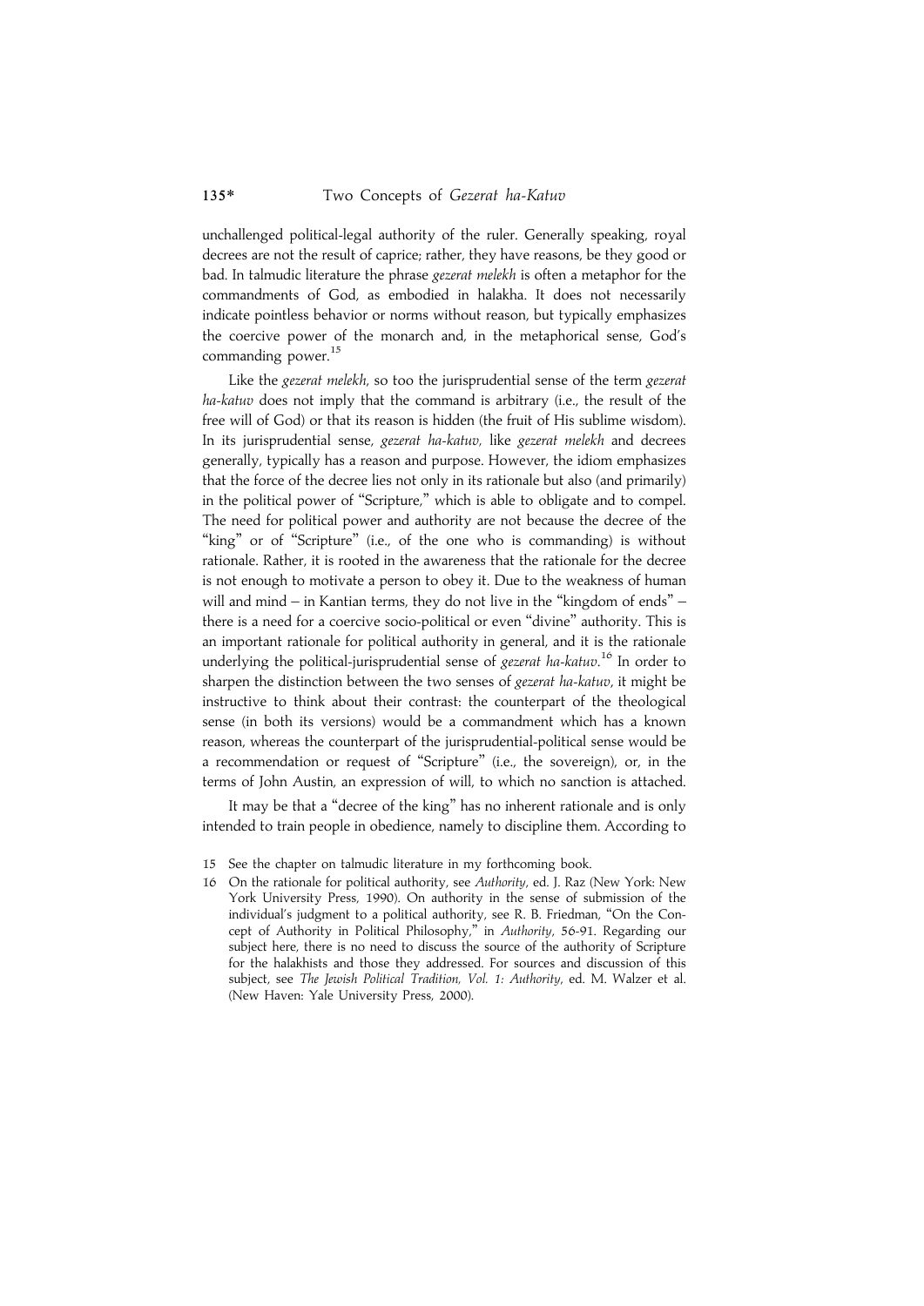unchallenged political-legal authority of the ruler. Generally speaking, royal decrees are not the result of caprice; rather, they have reasons, be they good or bad. In talmudic literature the phrase *gezerat melekh* is often a metaphor for the commandments of God, as embodied in halakha. It does not necessarily indicate pointless behavior or norms without reason, but typically emphasizes the coercive power of the monarch and, in the metaphorical sense, God's commanding power.[15]

Like the *gezerat melekh*, so too the jurisprudential sense of the term *gezerat ha-katuv* does not imply that the command is arbitrary (i.e., the result of the free will of God) or that its reason is hidden (the fruit of His sublime wisdom). In its jurisprudential sense, *gezerat ha-katuv*, like *gezerat melekh* and decrees generally, typically has a reason and purpose. However, the idiom emphasizes that the force of the decree lies not only in its rationale but also (and primarily) in the political power of "Scripture," which is able to obligate and to compel. The need for political power and authority are not because the decree of the "king" or of "Scripture" (i.e., of the one who is commanding) is without rationale. Rather, it is rooted in the awareness that the rationale for the decree is not enough to motivate a person to obey it. Due to the weakness of human will and mind – in Kantian terms, they do not live in the "kingdom of ends" – there is a need for a coercive socio-political or even "divine" authority. This is an important rationale for political authority in general, and it is the rationale underlying the political-jurisprudential sense of *gezerat ha-katuv*.[16] In order to sharpen the distinction between the two senses of *gezerat ha-katuv*, it might be instructive to think about their contrast: the counterpart of the theological sense (in both its versions) would be a commandment which has a known reason, whereas the counterpart of the jurisprudential-political sense would be a recommendation or request of "Scripture" (i.e., the sovereign), or, in the terms of John Austin, an expression of will, to which no sanction is attached.

It may be that a "decree of the king" has no inherent rationale and is only intended to train people in obedience, namely to discipline them. According to

15 See the chapter on talmudic literature in my forthcoming book.

16 On the rationale for political authority, see *Authority*, ed. J. Raz (New York: New York University Press, 1990). On authority in the sense of submission of the individual's judgment to a political authority, see R. B. Friedman, "On the Concept of Authority in Political Philosophy," in *Authority*, 56-91. Regarding our subject here, there is no need to discuss the source of the authority of Scripture for the halakhists and those they addressed. For sources and discussion of this subject, see *The Jewish Political Tradition, Vol. 1: Authority*, ed. M. Walzer et al. (New Haven: Yale University Press, 2000).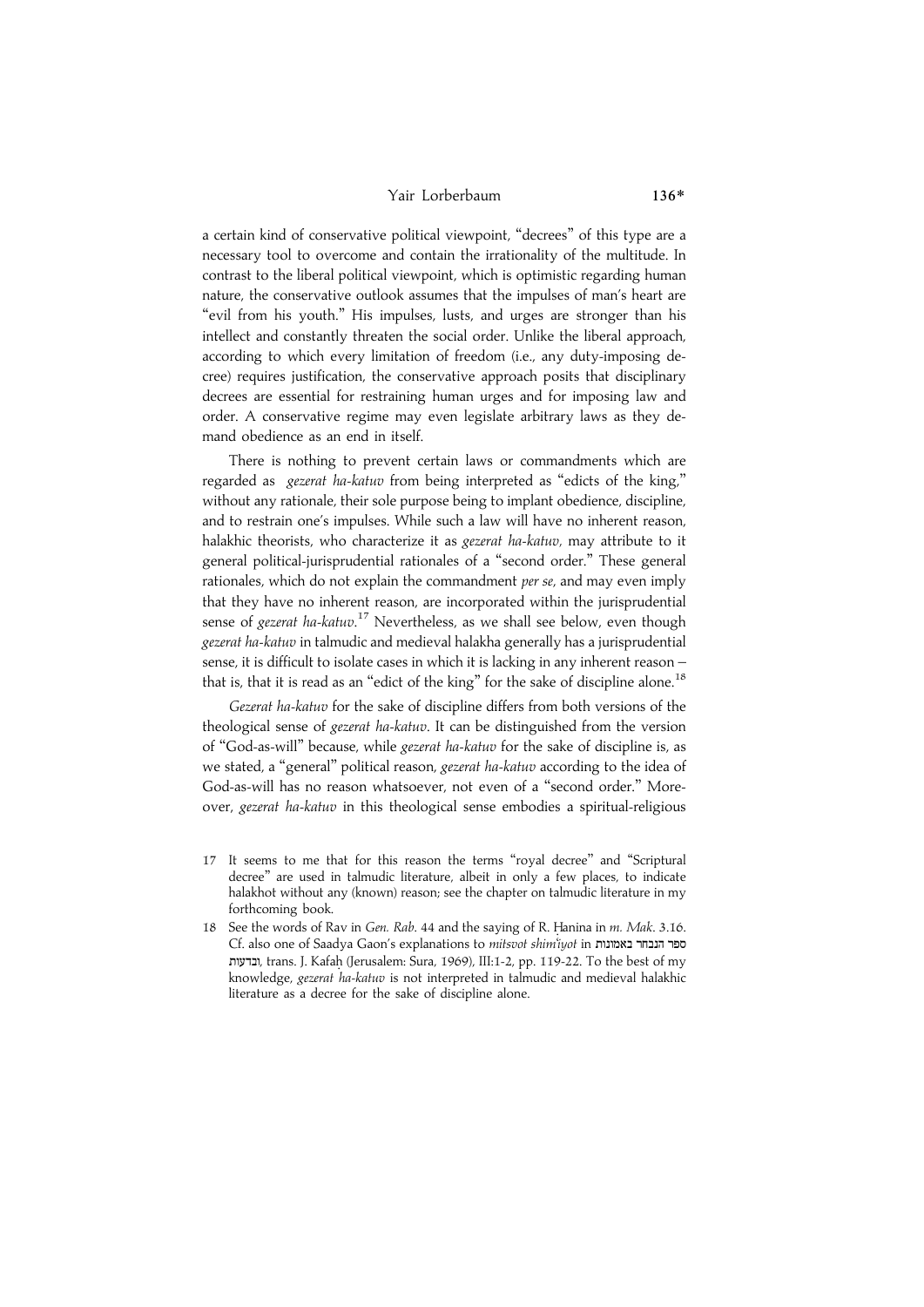a certain kind of conservative political viewpoint, "decrees" of this type are a necessary tool to overcome and contain the irrationality of the multitude. In contrast to the liberal political viewpoint, which is optimistic regarding human nature, the conservative outlook assumes that the impulses of man's heart are "evil from his youth." His impulses, lusts, and urges are stronger than his intellect and constantly threaten the social order. Unlike the liberal approach, according to which every limitation of freedom (i.e., any duty-imposing decree) requires justification, the conservative approach posits that disciplinary decrees are essential for restraining human urges and for imposing law and order. A conservative regime may even legislate arbitrary laws as they demand obedience as an end in itself.

There is nothing to prevent certain laws or commandments which are regarded as *gezerat ha-katuv* from being interpreted as "edicts of the king," without any rationale, their sole purpose being to implant obedience, discipline, and to restrain one's impulses. While such a law will have no inherent reason, halakhic theorists, who characterize it as *gezerat ha-katuv*, may attribute to it general political-jurisprudential rationales of a "second order." These general rationales, which do not explain the commandment *per se*, and may even imply that they have no inherent reason, are incorporated within the jurisprudential sense of *gezerat ha-katuv*.[17] Nevertheless, as we shall see below, even though *gezerat ha-katuv* in talmudic and medieval halakha generally has a jurisprudential sense, it is difficult to isolate cases in which it is lacking in any inherent reason – that is, that it is read as an "edict of the king" for the sake of discipline alone.[18]

*Gezerat ha-katuv* for the sake of discipline differs from both versions of the theological sense of *gezerat ha-katuv*. It can be distinguished from the version of "God-as-will" because, while *gezerat ha-katuv* for the sake of discipline is, as we stated, a "general" political reason, *gezerat ha-katuv* according to the idea of God-as-will has no reason whatsoever, not even of a "second order." Moreover, *gezerat ha-katuv* in this theological sense embodies a spiritual-religious

17 It seems to me that for this reason the terms "royal decree" and "Scriptural decree" are used in talmudic literature, albeit in only a few places, to indicate halakhot without any (known) reason; see the chapter on talmudic literature in my forthcoming book.

18 See the words of Rav in *Gen. Rab.* 44 and the saying of R. Ḥanina in *m. Mak.* 3.16. Cf. also one of Saadya Gaon's explanations to *mitsvot shim'iyot* in ספר הנבחר באמונות ובדעות, trans. J. Kafaḥ (Jerusalem: Sura, 1969), III:1-2, pp. 119-22. To the best of my knowledge, *gezerat ha-katuv* is not interpreted in talmudic and medieval halakhic literature as a decree for the sake of discipline alone.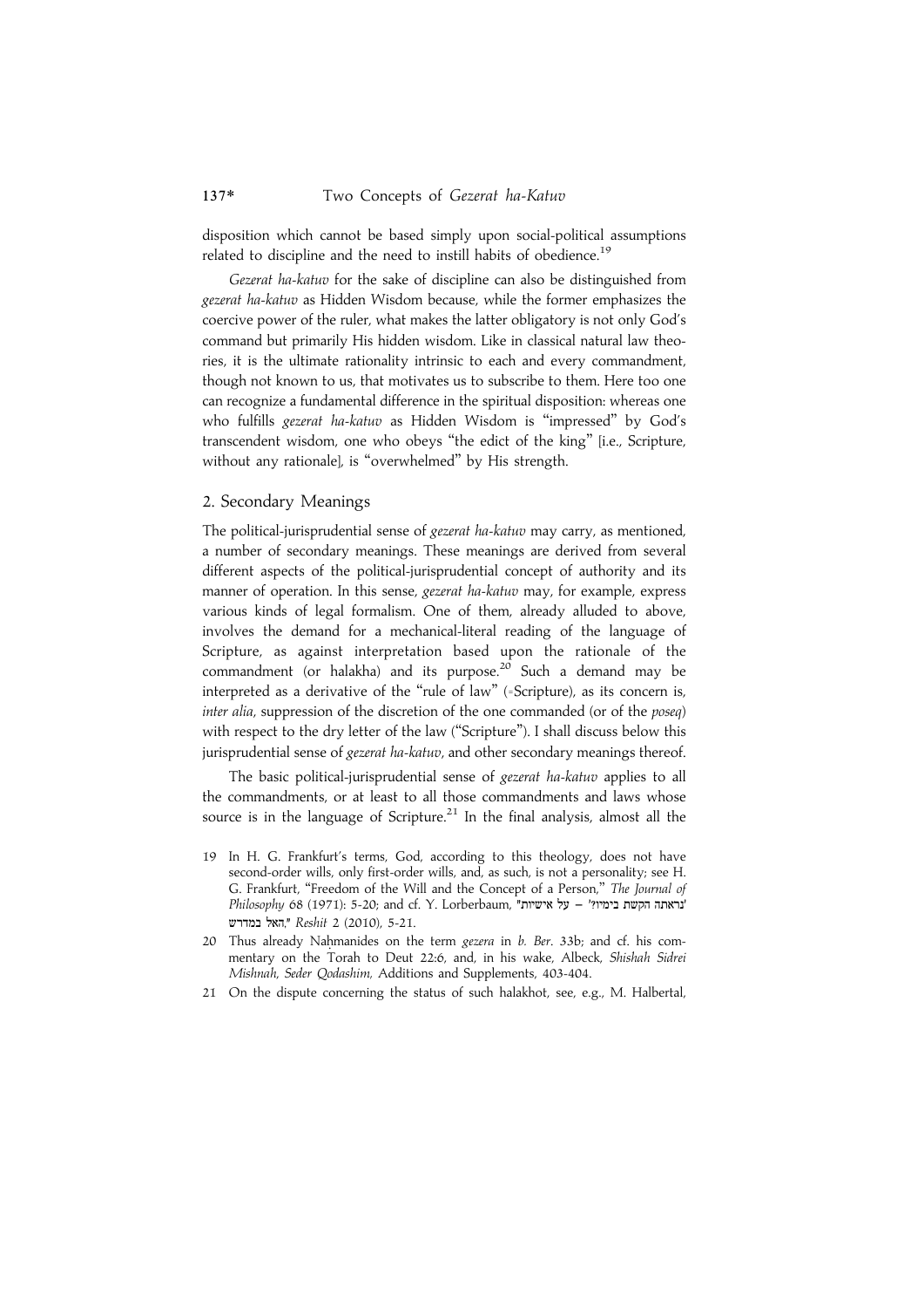disposition which cannot be based simply upon social-political assumptions related to discipline and the need to instill habits of obedience.[19]

*Gezerat ha-katuv* for the sake of discipline can also be distinguished from *gezerat ha-katuv* as Hidden Wisdom because, while the former emphasizes the coercive power of the ruler, what makes the latter obligatory is not only God's command but primarily His hidden wisdom. Like in classical natural law theories, it is the ultimate rationality intrinsic to each and every commandment, though not known to us, that motivates us to subscribe to them. Here too one can recognize a fundamental difference in the spiritual disposition: whereas one who fulfills *gezerat ha-katuv* as Hidden Wisdom is "impressed" by God's transcendent wisdom, one who obeys "the edict of the king" [i.e., Scripture, without any rationale], is "overwhelmed" by His strength.

## 2. Secondary Meanings

The political-jurisprudential sense of *gezerat ha-katuv* may carry, as mentioned, a number of secondary meanings. These meanings are derived from several different aspects of the political-jurisprudential concept of authority and its manner of operation. In this sense, *gezerat ha-katuv* may, for example, express various kinds of legal formalism. One of them, already alluded to above, involves the demand for a mechanical-literal reading of the language of Scripture, as against interpretation based upon the rationale of the commandment (or halakha) and its purpose.[20] Such a demand may be interpreted as a derivative of the "rule of law" (=Scripture), as its concern is, *inter alia*, suppression of the discretion of the one commanded (or of the *poseq*) with respect to the dry letter of the law ("Scripture"). I shall discuss below this jurisprudential sense of *gezerat ha-katuv*, and other secondary meanings thereof.

The basic political-jurisprudential sense of *gezerat ha-katuv* applies to all the commandments, or at least to all those commandments and laws whose source is in the language of Scripture.[21] In the final analysis, almost all the

19 In H. G. Frankfurt's terms, God, according to this theology, does not have second-order wills, only first-order wills, and, as such, is not a personality; see H. G. Frankfurt, "Freedom of the Will and the Concept of a Person," *The Journal of Philosophy* 68 (1971): 5-20; and cf. Y. Lorberbaum, "'נראתה הקשת בימיו?' – על אישיות האל במדרש," *Reshit* 2 (2010), 5-21.

20 Thus already Naḥmanides on the term *gezera* in *b. Ber*. 33b; and cf. his commentary on the Torah to Deut 22:6, and, in his wake, Albeck, *Shishah Sidrei Mishnah, Seder Qodashim,* Additions and Supplements, 403-404.

21 On the dispute concerning the status of such halakhot, see, e.g., M. Halbertal,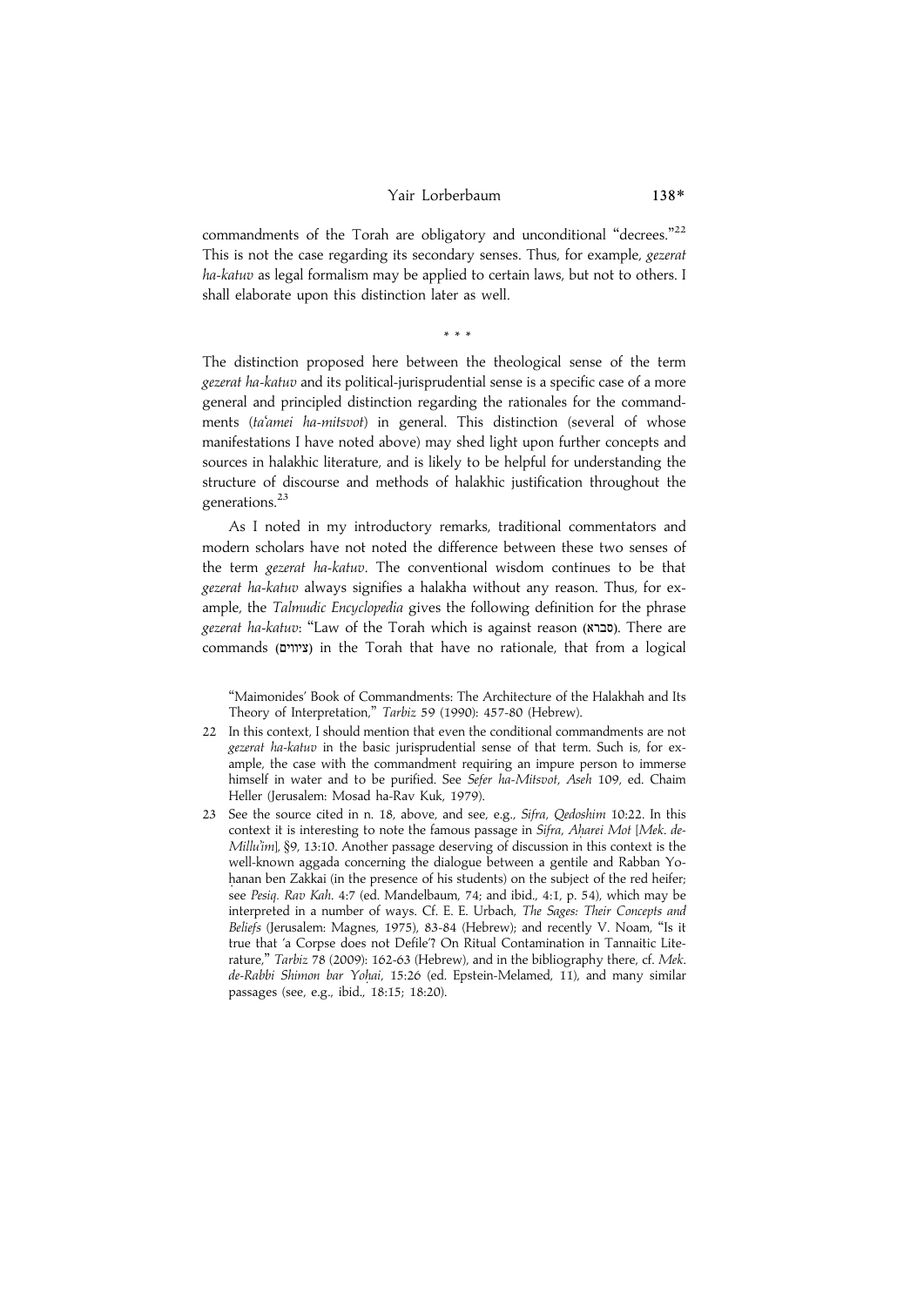commandments of the Torah are obligatory and unconditional "decrees."[22] This is not the case regarding its secondary senses. Thus, for example, *gezerat ha-katuv* as legal formalism may be applied to certain laws, but not to others. I shall elaborate upon this distinction later as well.

\* \* \*

The distinction proposed here between the theological sense of the term *gezerat ha-katuv* and its political-jurisprudential sense is a specific case of a more general and principled distinction regarding the rationales for the commandments (*ta'amei ha-mitsvot*) in general. This distinction (several of whose manifestations I have noted above) may shed light upon further concepts and sources in halakhic literature, and is likely to be helpful for understanding the structure of discourse and methods of halakhic justification throughout the generations.[23]

As I noted in my introductory remarks, traditional commentators and modern scholars have not noted the difference between these two senses of the term *gezerat ha-katuv*. The conventional wisdom continues to be that *gezerat ha-katuv* always signifies a halakha without any reason. Thus, for example, the *Talmudic Encyclopedia* gives the following definition for the phrase *gezerat ha-katuv*: "Law of the Torah which is against reason (סברא). There are commands (ציווים) in the Torah that have no rationale, that from a logical

"Maimonides' Book of Commandments: The Architecture of the Halakhah and Its Theory of Interpretation," *Tarbiz* 59 (1990): 457-80 (Hebrew).

22 In this context, I should mention that even the conditional commandments are not *gezerat ha-katuv* in the basic jurisprudential sense of that term. Such is, for example, the case with the commandment requiring an impure person to immerse himself in water and to be purified. See *Sefer ha-Mitsvot, Aseh* 109, ed. Chaim Heller (Jerusalem: Mosad ha-Rav Kuk, 1979).

23 See the source cited in n. 18, above, and see, e.g., *Sifra, Qedoshim* 10:22. In this context it is interesting to note the famous passage in *Sifra, Aḥarei Mot* [*Mek. de-Millu'im*], §9, 13:10. Another passage deserving of discussion in this context is the well-known aggada concerning the dialogue between a gentile and Rabban Yoḥanan ben Zakkai (in the presence of his students) on the subject of the red heifer; see *Pesiq. Rav Kah.* 4:7 (ed. Mandelbaum, 74; and ibid., 4:1, p. 54), which may be interpreted in a number of ways. Cf. E. E. Urbach, *The Sages: Their Concepts and Beliefs* (Jerusalem: Magnes, 1975), 83-84 (Hebrew); and recently V. Noam, "Is it true that 'a Corpse does not Defile'? On Ritual Contamination in Tannaitic Literature," *Tarbiz* 78 (2009): 162-63 (Hebrew), and in the bibliography there, cf. *Mek. de-Rabbi Shimon bar Yoḥai*, 15:26 (ed. Epstein-Melamed, 11), and many similar passages (see, e.g., ibid., 18:15; 18:20).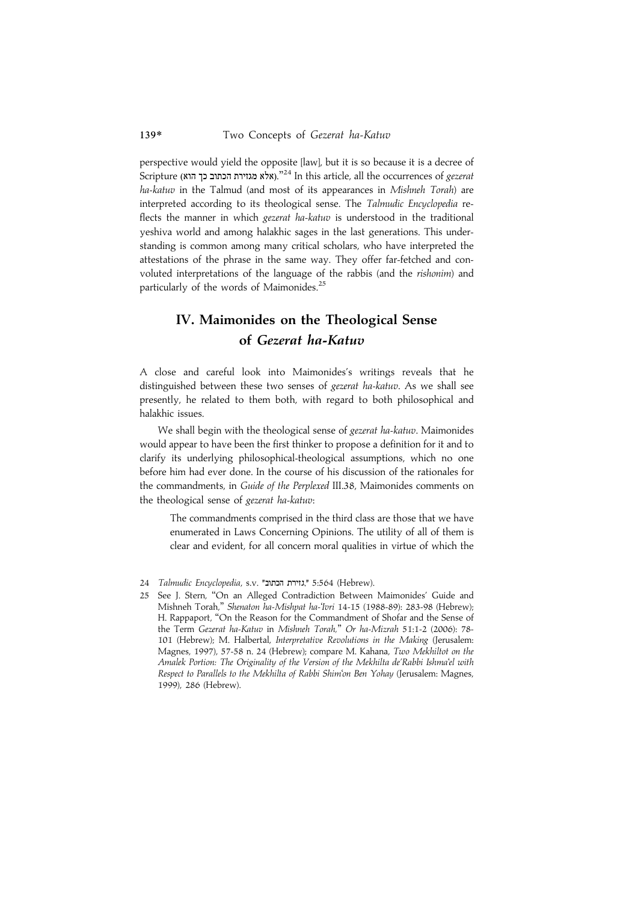perspective would yield the opposite [law], but it is so because it is a decree of Scripture (אלא מגזירת הכתוב כך הוא)."[24] In this article, all the occurrences of *gezerat ha-katuv* in the Talmud (and most of its appearances in *Mishneh Torah*) are interpreted according to its theological sense. The *Talmudic Encyclopedia* reflects the manner in which *gezerat ha-katuv* is understood in the traditional yeshiva world and among halakhic sages in the last generations. This understanding is common among many critical scholars, who have interpreted the attestations of the phrase in the same way. They offer far-fetched and convoluted interpretations of the language of the rabbis (and the *rishonim*) and particularly of the words of Maimonides.[25]

## IV. Maimonides on the Theological Sense of *Gezerat ha-Katuv*

A close and careful look into Maimonides's writings reveals that he distinguished between these two senses of *gezerat ha-katuv*. As we shall see presently, he related to them both, with regard to both philosophical and halakhic issues.

We shall begin with the theological sense of *gezerat ha-katuv*. Maimonides would appear to have been the first thinker to propose a definition for it and to clarify its underlying philosophical-theological assumptions, which no one before him had ever done. In the course of his discussion of the rationales for the commandments, in *Guide of the Perplexed* III.38, Maimonides comments on the theological sense of *gezerat ha-katuv*:

> The commandments comprised in the third class are those that we have enumerated in Laws Concerning Opinions. The utility of all of them is clear and evident, for all concern moral qualities in virtue of which the

24 *Talmudic Encyclopedia*, s.v. "גזירת הכתוב," 5:564 (Hebrew).

25 See J. Stern, "On an Alleged Contradiction Between Maimonides' Guide and Mishneh Torah," *Shenaton ha-Mishpat ha-'Ivri* 14-15 (1988-89): 283-98 (Hebrew); H. Rappaport, "On the Reason for the Commandment of Shofar and the Sense of the Term *Gezerat ha-Katuv* in *Mishneh Torah*," *Or ha-Mizrah* 51:1-2 (2006): 78-101 (Hebrew); M. Halbertal, *Interpretative Revolutions in the Making* (Jerusalem: Magnes, 1997), 57-58 n. 24 (Hebrew); compare M. Kahana, *Two Mekhiltot on the Amalek Portion: The Originality of the Version of the Mekhilta de'Rabbi Ishma'el with Respect to Parallels to the Mekhilta of Rabbi Shim'on Ben Yohay* (Jerusalem: Magnes, 1999), 286 (Hebrew).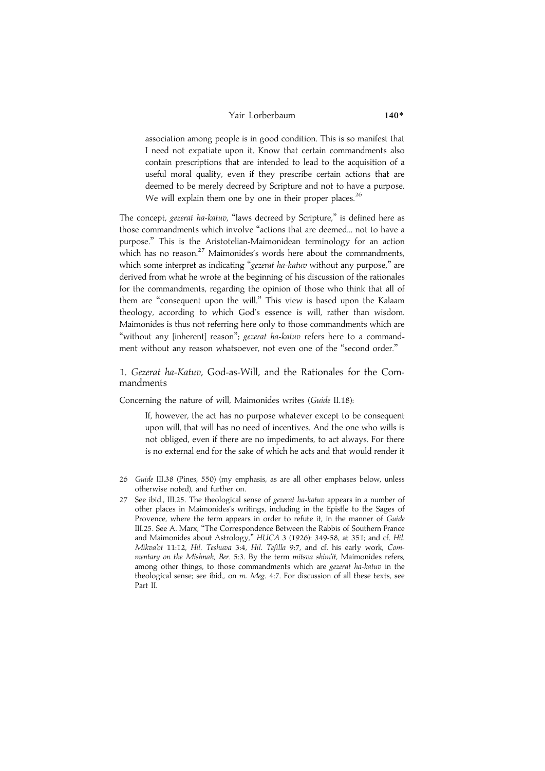> association among people is in good condition. This is so manifest that I need not expatiate upon it. Know that certain commandments also contain prescriptions that are intended to lead to the acquisition of a useful moral quality, even if they prescribe certain actions that are deemed to be merely decreed by Scripture and not to have a purpose. We will explain them one by one in their proper places.[26]

The concept, *gezerat ha-katuv*, "laws decreed by Scripture," is defined here as those commandments which involve "actions that are deemed... not to have a purpose." This is the Aristotelian-Maimonidean terminology for an action which has no reason.[27] Maimonides's words here about the commandments, which some interpret as indicating "*gezerat ha-katuv* without any purpose," are derived from what he wrote at the beginning of his discussion of the rationales for the commandments, regarding the opinion of those who think that all of them are "consequent upon the will." This view is based upon the Kalaam theology, according to which God's essence is will, rather than wisdom. Maimonides is thus not referring here only to those commandments which are "without any [inherent] reason"; *gezerat ha-katuv* refers here to a commandment without any reason whatsoever, not even one of the "second order."

## 1. *Gezerat ha-Katuv*, God-as-Will, and the Rationales for the Commandments

Concerning the nature of will, Maimonides writes (*Guide* II.18):

> If, however, the act has no purpose whatever except to be consequent upon will, that will has no need of incentives. And the one who wills is not obliged, even if there are no impediments, to act always. For there is no external end for the sake of which he acts and that would render it

26 *Guide* III.38 (Pines, 550) (my emphasis, as are all other emphases below, unless otherwise noted), and further on.

27 See ibid., III.25. The theological sense of *gezerat ha-katuv* appears in a number of other places in Maimonides's writings, including in the Epistle to the Sages of Provence, where the term appears in order to refute it, in the manner of *Guide* III.25. See A. Marx, "The Correspondence Between the Rabbis of Southern France and Maimonides about Astrology," *HUCA* 3 (1926): 349-58, at 351; and cf. *Hil. Mikva'ot* 11:12, *Hil. Teshuva* 3:4, *Hil. Tefilla* 9:7, and cf. his early work, *Commentary on the Mishnah*, *Ber*. 5:3. By the term *mitsva shim'it*, Maimonides refers, among other things, to those commandments which are *gezerat ha-katuv* in the theological sense; see ibid., on *m. Meg*. 4:7. For discussion of all these texts, see Part II.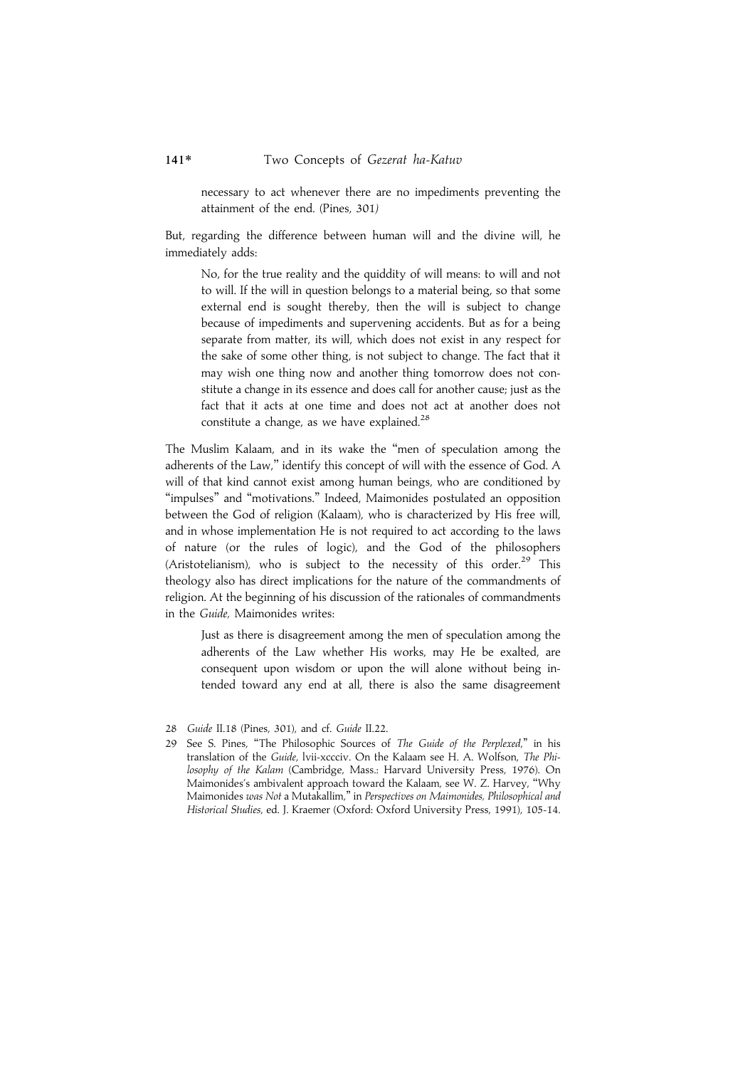> necessary to act whenever there are no impediments preventing the attainment of the end. (Pines, 301)

But, regarding the difference between human will and the divine will, he immediately adds:

> No, for the true reality and the quiddity of will means: to will and not to will. If the will in question belongs to a material being, so that some external end is sought thereby, then the will is subject to change because of impediments and supervening accidents. But as for a being separate from matter, its will, which does not exist in any respect for the sake of some other thing, is not subject to change. The fact that it may wish one thing now and another thing tomorrow does not constitute a change in its essence and does call for another cause; just as the fact that it acts at one time and does not act at another does not constitute a change, as we have explained.[28]

The Muslim Kalaam, and in its wake the "men of speculation among the adherents of the Law," identify this concept of will with the essence of God. A will of that kind cannot exist among human beings, who are conditioned by "impulses" and "motivations." Indeed, Maimonides postulated an opposition between the God of religion (Kalaam), who is characterized by His free will, and in whose implementation He is not required to act according to the laws of nature (or the rules of logic), and the God of the philosophers (Aristotelianism), who is subject to the necessity of this order.[29] This theology also has direct implications for the nature of the commandments of religion. At the beginning of his discussion of the rationales of commandments in the *Guide,* Maimonides writes:

> Just as there is disagreement among the men of speculation among the adherents of the Law whether His works, may He be exalted, are consequent upon wisdom or upon the will alone without being intended toward any end at all, there is also the same disagreement

28 *Guide* II.18 (Pines, 301), and cf. *Guide* II.22.

29 See S. Pines, "The Philosophic Sources of *The Guide of the Perplexed*," in his translation of the *Guide*, lvii-xccciv. On the Kalaam see H. A. Wolfson, *The Philosophy of the Kalam* (Cambridge, Mass.: Harvard University Press, 1976). On Maimonides's ambivalent approach toward the Kalaam, see W. Z. Harvey, "Why Maimonides *was Not* a Mutakallim," in *Perspectives on Maimonides, Philosophical and Historical Studies*, ed. J. Kraemer (Oxford: Oxford University Press, 1991), 105-14.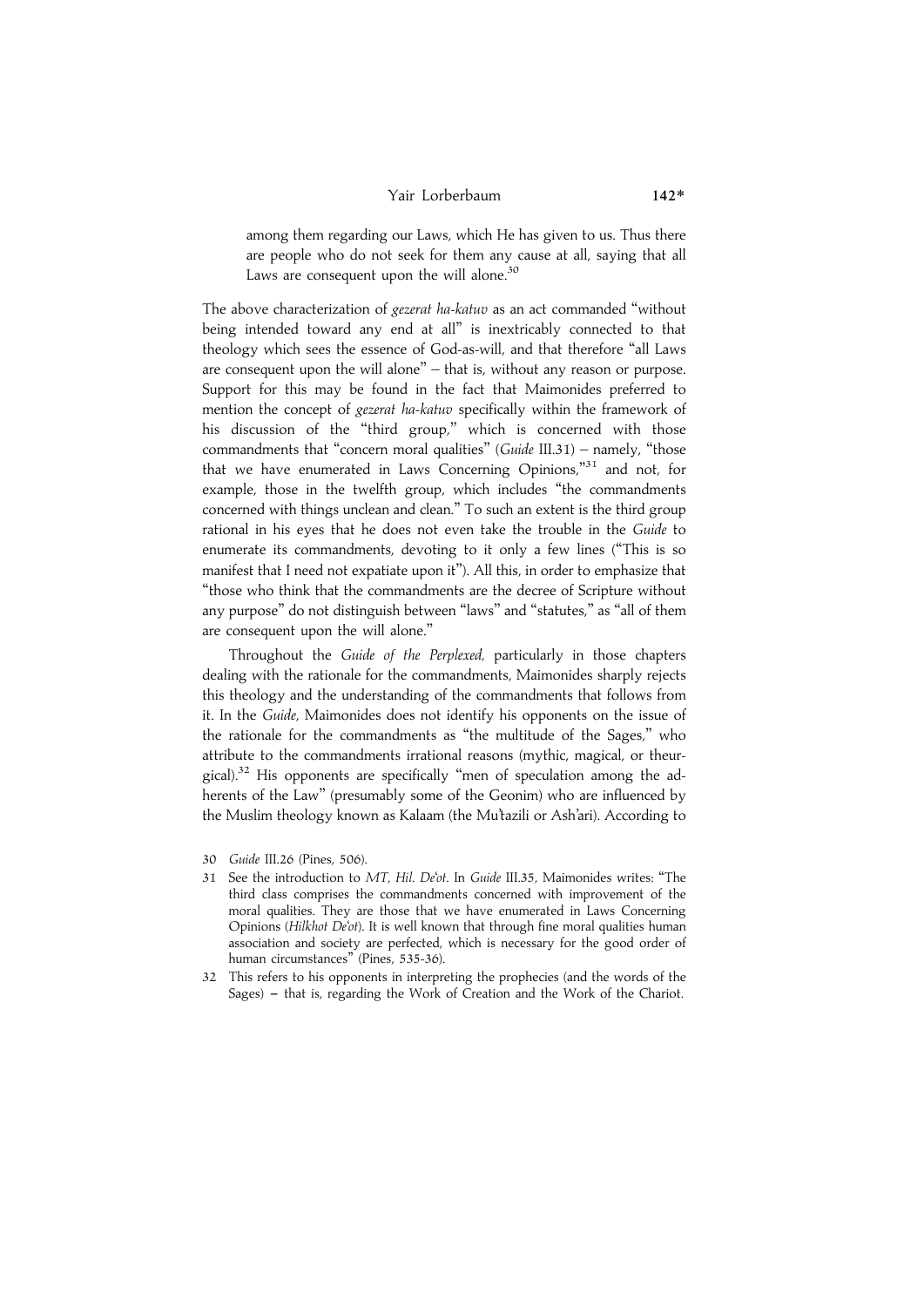among them regarding our Laws, which He has given to us. Thus there are people who do not seek for them any cause at all, saying that all Laws are consequent upon the will alone.[30]

The above characterization of *gezerat ha-katuv* as an act commanded "without being intended toward any end at all" is inextricably connected to that theology which sees the essence of God-as-will, and that therefore "all Laws are consequent upon the will alone" – that is, without any reason or purpose. Support for this may be found in the fact that Maimonides preferred to mention the concept of *gezerat ha-katuv* specifically within the framework of his discussion of the "third group," which is concerned with those commandments that "concern moral qualities" (*Guide* III.31) – namely, "those that we have enumerated in Laws Concerning Opinions,"[31] and not, for example, those in the twelfth group, which includes "the commandments concerned with things unclean and clean." To such an extent is the third group rational in his eyes that he does not even take the trouble in the *Guide* to enumerate its commandments, devoting to it only a few lines ("This is so manifest that I need not expatiate upon it"). All this, in order to emphasize that "those who think that the commandments are the decree of Scripture without any purpose" do not distinguish between "laws" and "statutes," as "all of them are consequent upon the will alone."

Throughout the *Guide of the Perplexed,* particularly in those chapters dealing with the rationale for the commandments, Maimonides sharply rejects this theology and the understanding of the commandments that follows from it. In the *Guide*, Maimonides does not identify his opponents on the issue of the rationale for the commandments as "the multitude of the Sages," who attribute to the commandments irrational reasons (mythic, magical, or theurgical).[32] His opponents are specifically "men of speculation among the adherents of the Law" (presumably some of the Geonim) who are influenced by the Muslim theology known as Kalaam (the Mu'tazili or Ash'ari). According to

30 *Guide* III.26 (Pines, 506).

31 See the introduction to *MT*, *Hil. De'ot*. In *Guide* III.35, Maimonides writes: "The third class comprises the commandments concerned with improvement of the moral qualities. They are those that we have enumerated in Laws Concerning Opinions (*Hilkhot De'ot*). It is well known that through fine moral qualities human association and society are perfected, which is necessary for the good order of human circumstances" (Pines, 535-36).

32 This refers to his opponents in interpreting the prophecies (and the words of the Sages) – that is, regarding the Work of Creation and the Work of the Chariot.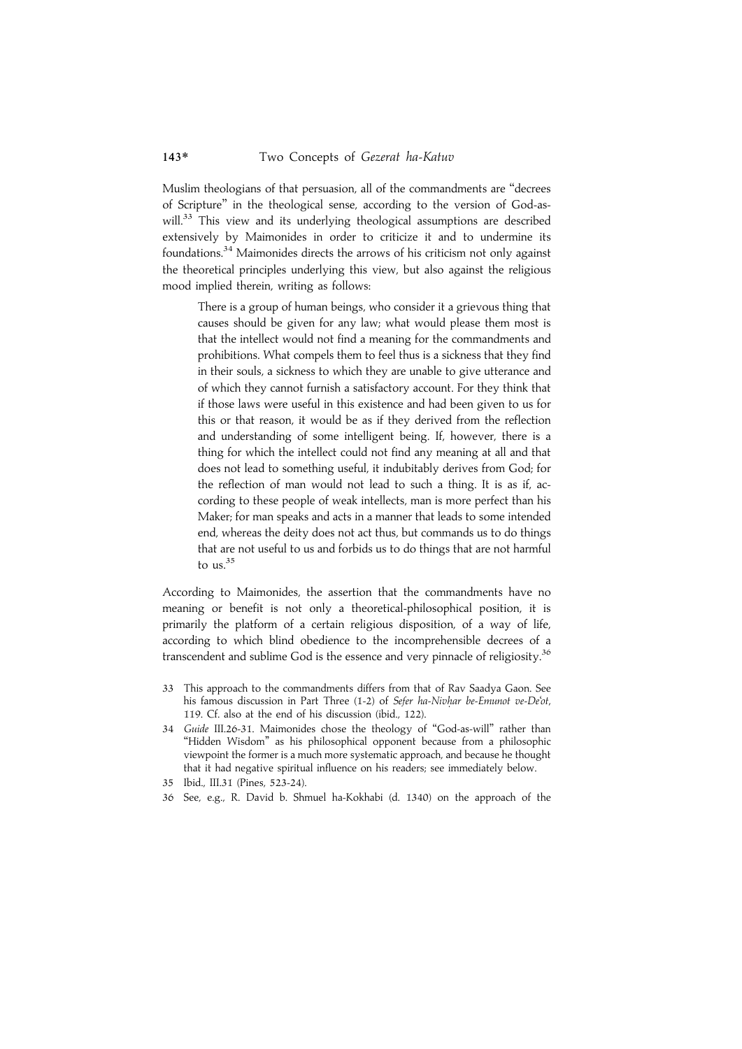Muslim theologians of that persuasion, all of the commandments are "decrees of Scripture" in the theological sense, according to the version of God-as-will.[33] This view and its underlying theological assumptions are described extensively by Maimonides in order to criticize it and to undermine its foundations.[34] Maimonides directs the arrows of his criticism not only against the theoretical principles underlying this view, but also against the religious mood implied therein, writing as follows:

> There is a group of human beings, who consider it a grievous thing that causes should be given for any law; what would please them most is that the intellect would not find a meaning for the commandments and prohibitions. What compels them to feel thus is a sickness that they find in their souls, a sickness to which they are unable to give utterance and of which they cannot furnish a satisfactory account. For they think that if those laws were useful in this existence and had been given to us for this or that reason, it would be as if they derived from the reflection and understanding of some intelligent being. If, however, there is a thing for which the intellect could not find any meaning at all and that does not lead to something useful, it indubitably derives from God; for the reflection of man would not lead to such a thing. It is as if, according to these people of weak intellects, man is more perfect than his Maker; for man speaks and acts in a manner that leads to some intended end, whereas the deity does not act thus, but commands us to do things that are not useful to us and forbids us to do things that are not harmful to us.[35]

According to Maimonides, the assertion that the commandments have no meaning or benefit is not only a theoretical-philosophical position, it is primarily the platform of a certain religious disposition, of a way of life, according to which blind obedience to the incomprehensible decrees of a transcendent and sublime God is the essence and very pinnacle of religiosity.[36]

---

33 This approach to the commandments differs from that of Rav Saadya Gaon. See his famous discussion in Part Three (1-2) of *Sefer ha-Nivḥar be-Emunot ve-De'ot*, 119. Cf. also at the end of his discussion (ibid., 122).

34 *Guide* III.26-31. Maimonides chose the theology of "God-as-will" rather than "Hidden Wisdom" as his philosophical opponent because from a philosophic viewpoint the former is a much more systematic approach, and because he thought that it had negative spiritual influence on his readers; see immediately below.

35 Ibid., III.31 (Pines, 523-24).

36 See, e.g., R. David b. Shmuel ha-Kokhabi (d. 1340) on the approach of the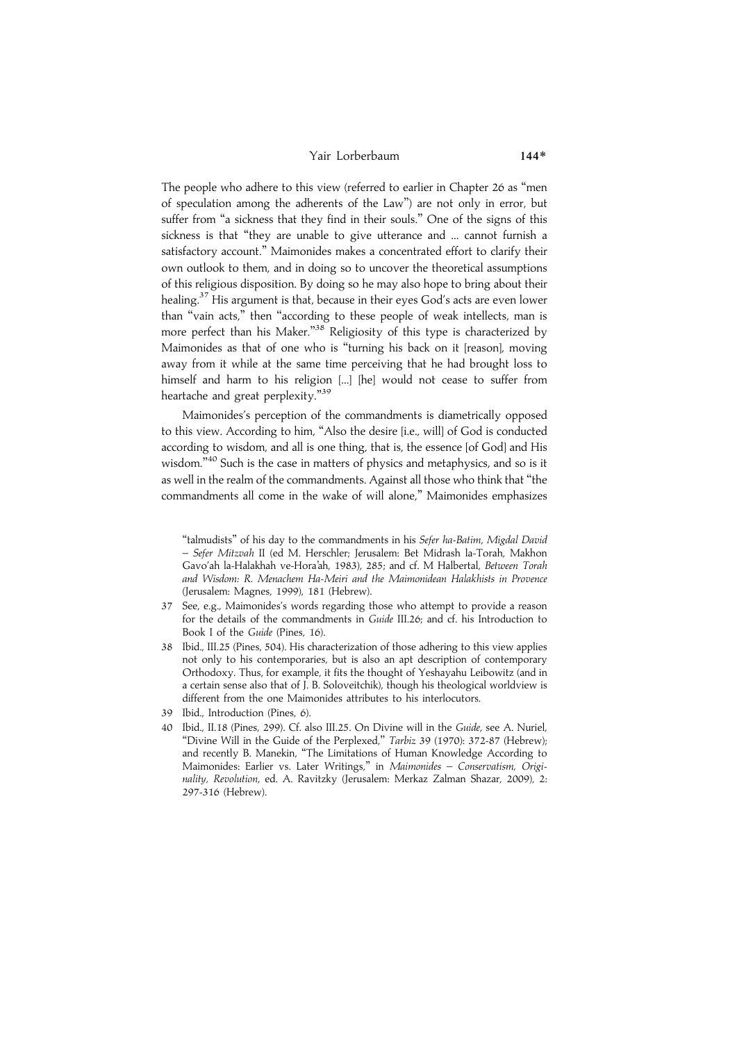The people who adhere to this view (referred to earlier in Chapter 26 as "men of speculation among the adherents of the Law") are not only in error, but suffer from "a sickness that they find in their souls." One of the signs of this sickness is that "they are unable to give utterance and ... cannot furnish a satisfactory account." Maimonides makes a concentrated effort to clarify their own outlook to them, and in doing so to uncover the theoretical assumptions of this religious disposition. By doing so he may also hope to bring about their healing.[37] His argument is that, because in their eyes God's acts are even lower than "vain acts," then "according to these people of weak intellects, man is more perfect than his Maker."[38] Religiosity of this type is characterized by Maimonides as that of one who is "turning his back on it [reason], moving away from it while at the same time perceiving that he had brought loss to himself and harm to his religion [...] [he] would not cease to suffer from heartache and great perplexity."[39]

Maimonides's perception of the commandments is diametrically opposed to this view. According to him, "Also the desire [i.e., will] of God is conducted according to wisdom, and all is one thing, that is, the essence [of God] and His wisdom."[40] Such is the case in matters of physics and metaphysics, and so is it as well in the realm of the commandments. Against all those who think that "the commandments all come in the wake of will alone," Maimonides emphasizes

"talmudists" of his day to the commandments in his *Sefer ha-Batim, Migdal David – Sefer Mitzvah* II (ed M. Herschler; Jerusalem: Bet Midrash la-Torah, Makhon Gavo'ah la-Halakhah ve-Hora'ah, 1983), 285; and cf. M Halbertal, *Between Torah and Wisdom: R. Menachem Ha-Meiri and the Maimonidean Halakhists in Provence* (Jerusalem: Magnes, 1999), 181 (Hebrew).

37 See, e.g., Maimonides's words regarding those who attempt to provide a reason for the details of the commandments in *Guide* III.26; and cf. his Introduction to Book I of the *Guide* (Pines, 16).

38 Ibid., III.25 (Pines, 504). His characterization of those adhering to this view applies not only to his contemporaries, but is also an apt description of contemporary Orthodoxy. Thus, for example, it fits the thought of Yeshayahu Leibowitz (and in a certain sense also that of J. B. Soloveitchik), though his theological worldview is different from the one Maimonides attributes to his interlocutors.

39 Ibid., Introduction (Pines, 6).

40 Ibid., II.18 (Pines, 299). Cf. also III.25. On Divine will in the *Guide*, see A. Nuriel, "Divine Will in the Guide of the Perplexed," *Tarbiz* 39 (1970): 372-87 (Hebrew); and recently B. Manekin, "The Limitations of Human Knowledge According to Maimonides: Earlier vs. Later Writings," in *Maimonides – Conservatism, Originality, Revolution*, ed. A. Ravitzky (Jerusalem: Merkaz Zalman Shazar, 2009), 2: 297-316 (Hebrew).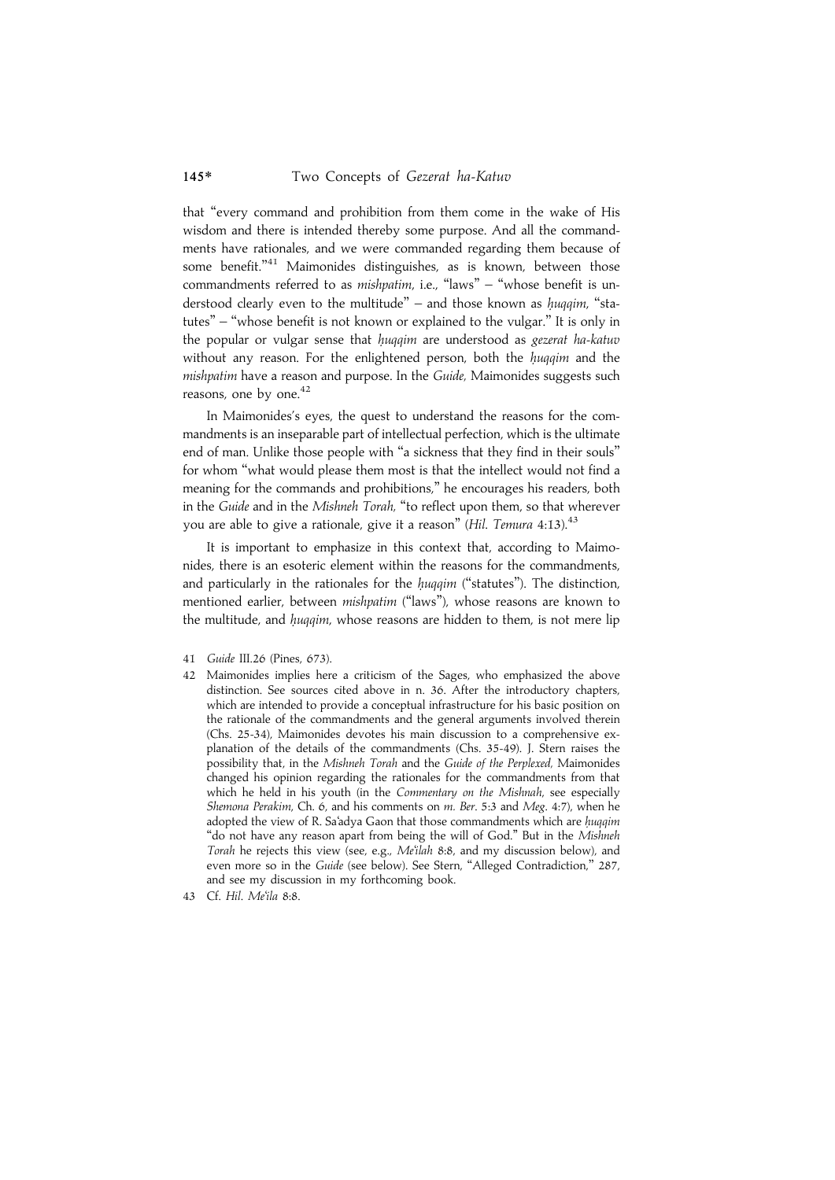that "every command and prohibition from them come in the wake of His wisdom and there is intended thereby some purpose. And all the commandments have rationales, and we were commanded regarding them because of some benefit."[41] Maimonides distinguishes, as is known, between those commandments referred to as *mishpatim*, i.e., "laws" – "whose benefit is understood clearly even to the multitude" – and those known as *ḥuqqim*, "statutes" – "whose benefit is not known or explained to the vulgar." It is only in the popular or vulgar sense that *ḥuqqim* are understood as *gezerat ha-katuv* without any reason. For the enlightened person, both the *ḥuqqim* and the *mishpatim* have a reason and purpose. In the *Guide*, Maimonides suggests such reasons, one by one.[42]

In Maimonides's eyes, the quest to understand the reasons for the commandments is an inseparable part of intellectual perfection, which is the ultimate end of man. Unlike those people with "a sickness that they find in their souls" for whom "what would please them most is that the intellect would not find a meaning for the commands and prohibitions," he encourages his readers, both in the *Guide* and in the *Mishneh Torah*, "to reflect upon them, so that wherever you are able to give a rationale, give it a reason" (*Hil. Temura* 4:13).[43]

It is important to emphasize in this context that, according to Maimonides, there is an esoteric element within the reasons for the commandments, and particularly in the rationales for the *ḥuqqim* ("statutes"). The distinction, mentioned earlier, between *mishpatim* ("laws"), whose reasons are known to the multitude, and *ḥuqqim*, whose reasons are hidden to them, is not mere lip

41 *Guide* III.26 (Pines, 673).

42 Maimonides implies here a criticism of the Sages, who emphasized the above distinction. See sources cited above in n. 36. After the introductory chapters, which are intended to provide a conceptual infrastructure for his basic position on the rationale of the commandments and the general arguments involved therein (Chs. 25-34), Maimonides devotes his main discussion to a comprehensive explanation of the details of the commandments (Chs. 35-49). J. Stern raises the possibility that, in the *Mishneh Torah* and the *Guide of the Perplexed*, Maimonides changed his opinion regarding the rationales for the commandments from that which he held in his youth (in the *Commentary on the Mishnah*, see especially *Shemona Perakim*, Ch. 6, and his comments on *m. Ber*. 5:3 and *Meg*. 4:7), when he adopted the view of R. Sa'adya Gaon that those commandments which are *ḥuqqim* "do not have any reason apart from being the will of God." But in the *Mishneh Torah* he rejects this view (see, e.g., *Me'ilah* 8:8, and my discussion below), and even more so in the *Guide* (see below). See Stern, "Alleged Contradiction," 287, and see my discussion in my forthcoming book.

43 Cf. *Hil. Me'ila* 8:8.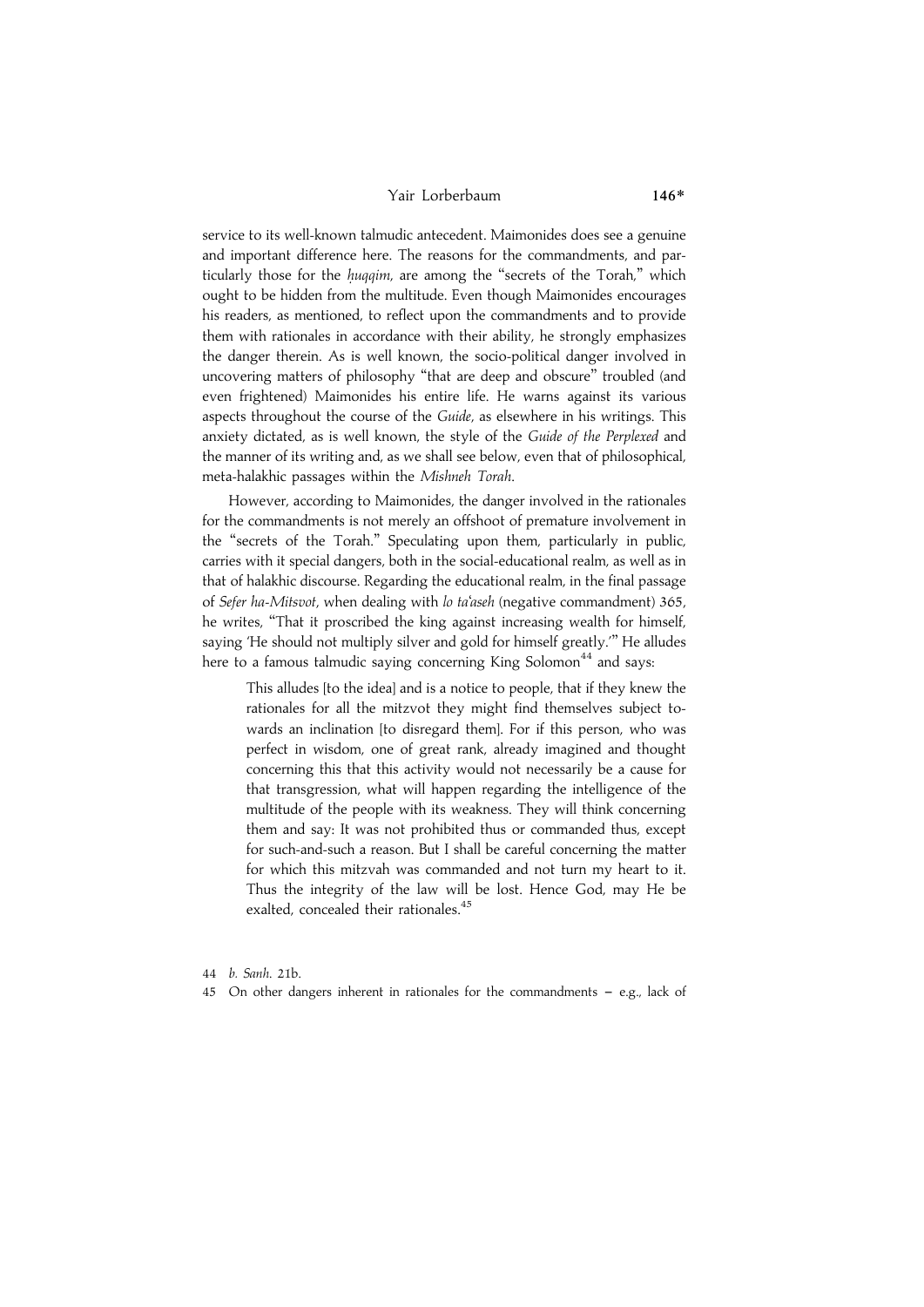service to its well-known talmudic antecedent. Maimonides does see a genuine and important difference here. The reasons for the commandments, and particularly those for the *ḥuqqim*, are among the "secrets of the Torah," which ought to be hidden from the multitude. Even though Maimonides encourages his readers, as mentioned, to reflect upon the commandments and to provide them with rationales in accordance with their ability, he strongly emphasizes the danger therein. As is well known, the socio-political danger involved in uncovering matters of philosophy "that are deep and obscure" troubled (and even frightened) Maimonides his entire life. He warns against its various aspects throughout the course of the *Guide*, as elsewhere in his writings. This anxiety dictated, as is well known, the style of the *Guide of the Perplexed* and the manner of its writing and, as we shall see below, even that of philosophical, meta-halakhic passages within the *Mishneh Torah*.

However, according to Maimonides, the danger involved in the rationales for the commandments is not merely an offshoot of premature involvement in the "secrets of the Torah." Speculating upon them, particularly in public, carries with it special dangers, both in the social-educational realm, as well as in that of halakhic discourse. Regarding the educational realm, in the final passage of *Sefer ha-Mitsvot*, when dealing with *lo ta'aseh* (negative commandment) 365, he writes, "That it proscribed the king against increasing wealth for himself, saying 'He should not multiply silver and gold for himself greatly.'" He alludes here to a famous talmudic saying concerning King Solomon[44] and says:

> This alludes [to the idea] and is a notice to people, that if they knew the rationales for all the mitzvot they might find themselves subject towards an inclination [to disregard them]. For if this person, who was perfect in wisdom, one of great rank, already imagined and thought concerning this that this activity would not necessarily be a cause for that transgression, what will happen regarding the intelligence of the multitude of the people with its weakness. They will think concerning them and say: It was not prohibited thus or commanded thus, except for such-and-such a reason. But I shall be careful concerning the matter for which this mitzvah was commanded and not turn my heart to it. Thus the integrity of the law will be lost. Hence God, may He be exalted, concealed their rationales.[45]

44 *b. Sanh.* 21b.

45 On other dangers inherent in rationales for the commandments – e.g., lack of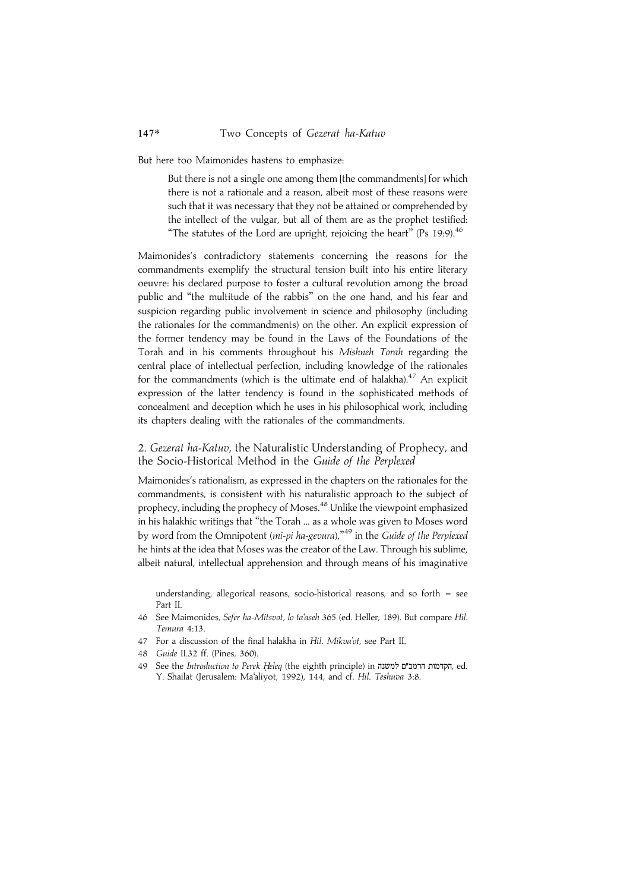But here too Maimonides hastens to emphasize:

> But there is not a single one among them [the commandments] for which there is not a rationale and a reason, albeit most of these reasons were such that it was necessary that they not be attained or comprehended by the intellect of the vulgar, but all of them are as the prophet testified: "The statutes of the Lord are upright, rejoicing the heart" (Ps 19:9).[46]

Maimonides's contradictory statements concerning the reasons for the commandments exemplify the structural tension built into his entire literary oeuvre: his declared purpose to foster a cultural revolution among the broad public and "the multitude of the rabbis" on the one hand, and his fear and suspicion regarding public involvement in science and philosophy (including the rationales for the commandments) on the other. An explicit expression of the former tendency may be found in the Laws of the Foundations of the Torah and in his comments throughout his *Mishneh Torah* regarding the central place of intellectual perfection, including knowledge of the rationales for the commandments (which is the ultimate end of halakha).[47] An explicit expression of the latter tendency is found in the sophisticated methods of concealment and deception which he uses in his philosophical work, including its chapters dealing with the rationales of the commandments.

## 2. *Gezerat ha-Katuv*, the Naturalistic Understanding of Prophecy, and the Socio-Historical Method in the *Guide of the Perplexed*

Maimonides's rationalism, as expressed in the chapters on the rationales for the commandments, is consistent with his naturalistic approach to the subject of prophecy, including the prophecy of Moses.[48] Unlike the viewpoint emphasized in his halakhic writings that "the Torah ... as a whole was given to Moses word by word from the Omnipotent (*mi-pi ha-gevura*),"[49] in the *Guide of the Perplexed* he hints at the idea that Moses was the creator of the Law. Through his sublime, albeit natural, intellectual apprehension and through means of his imaginative

understanding, allegorical reasons, socio-historical reasons, and so forth – see Part II.

46 See Maimonides, *Sefer ha-Mitsvot*, *lo ta'aseh* 365 (ed. Heller, 189). But compare *Hil. Temura* 4:13.

47 For a discussion of the final halakha in *Hil. Mikva'ot*, see Part II.

48 *Guide* II.32 ff. (Pines, 360).

49 See the *Introduction to Perek Ḥeleq* (the eighth principle) in הקדמות הרמב"ם למשנה, ed. Y. Shailat (Jerusalem: Ma'aliyot, 1992), 144, and cf. *Hil. Teshuva* 3:8.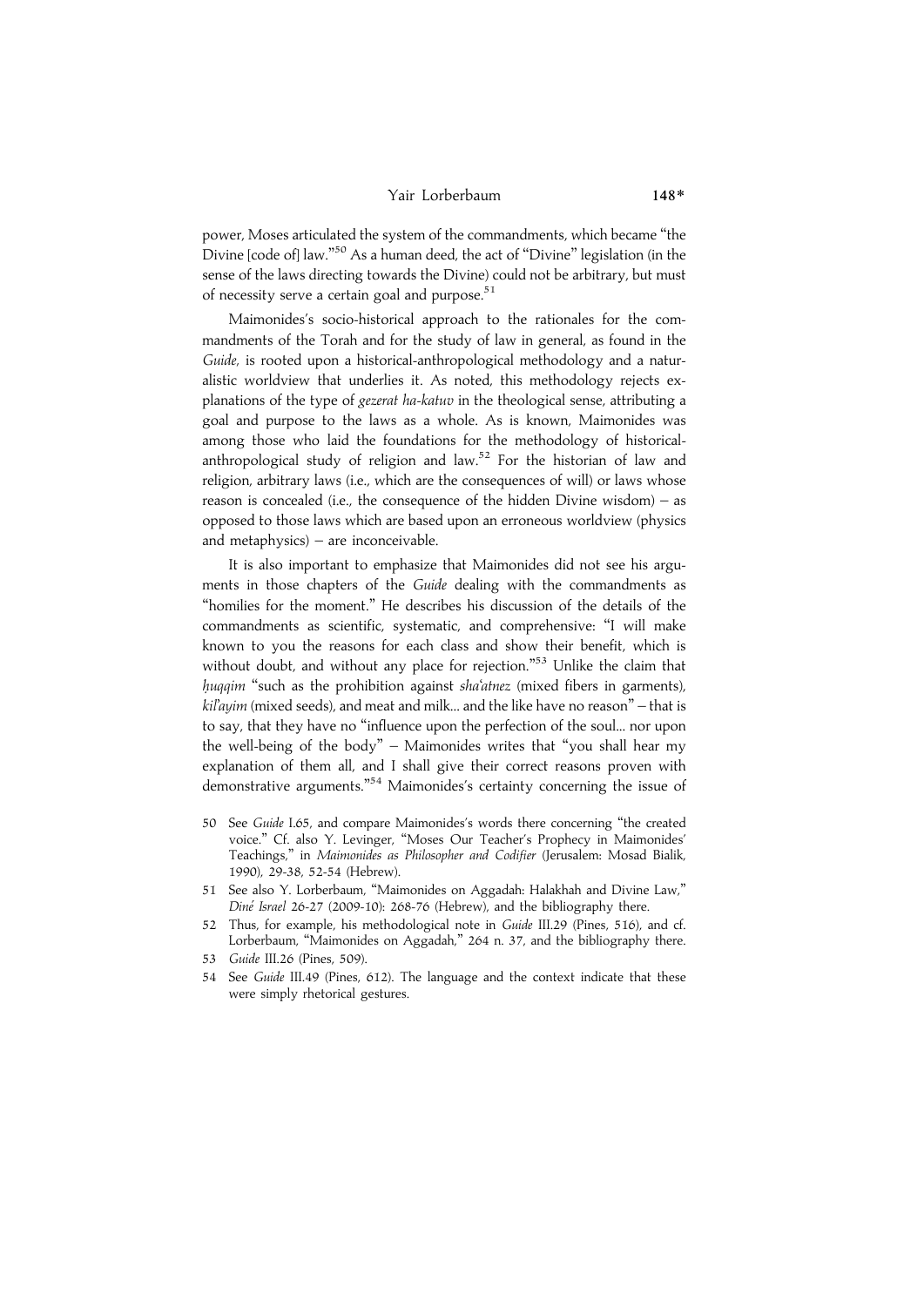power, Moses articulated the system of the commandments, which became "the Divine [code of] law."[50] As a human deed, the act of "Divine" legislation (in the sense of the laws directing towards the Divine) could not be arbitrary, but must of necessity serve a certain goal and purpose.[51]

Maimonides's socio-historical approach to the rationales for the commandments of the Torah and for the study of law in general, as found in the *Guide*, is rooted upon a historical-anthropological methodology and a naturalistic worldview that underlies it. As noted, this methodology rejects explanations of the type of *gezerat ha-katuv* in the theological sense, attributing a goal and purpose to the laws as a whole. As is known, Maimonides was among those who laid the foundations for the methodology of historical-anthropological study of religion and law.[52] For the historian of law and religion, arbitrary laws (i.e., which are the consequences of will) or laws whose reason is concealed (i.e., the consequence of the hidden Divine wisdom) – as opposed to those laws which are based upon an erroneous worldview (physics and metaphysics) – are inconceivable.

It is also important to emphasize that Maimonides did not see his arguments in those chapters of the *Guide* dealing with the commandments as "homilies for the moment." He describes his discussion of the details of the commandments as scientific, systematic, and comprehensive: "I will make known to you the reasons for each class and show their benefit, which is without doubt, and without any place for rejection."[53] Unlike the claim that *ḥuqqim* "such as the prohibition against *sha'atnez* (mixed fibers in garments), *kil'ayim* (mixed seeds), and meat and milk... and the like have no reason" – that is to say, that they have no "influence upon the perfection of the soul... nor upon the well-being of the body" – Maimonides writes that "you shall hear my explanation of them all, and I shall give their correct reasons proven with demonstrative arguments."[54] Maimonides's certainty concerning the issue of

50 See *Guide* I.65, and compare Maimonides's words there concerning "the created voice." Cf. also Y. Levinger, "Moses Our Teacher's Prophecy in Maimonides' Teachings," in *Maimonides as Philosopher and Codifier* (Jerusalem: Mosad Bialik, 1990), 29-38, 52-54 (Hebrew).

51 See also Y. Lorberbaum, "Maimonides on Aggadah: Halakhah and Divine Law," *Diné Israel* 26-27 (2009-10): 268-76 (Hebrew), and the bibliography there.

52 Thus, for example, his methodological note in *Guide* III.29 (Pines, 516), and cf. Lorberbaum, "Maimonides on Aggadah," 264 n. 37, and the bibliography there.

53 *Guide* III.26 (Pines, 509).

54 See *Guide* III.49 (Pines, 612). The language and the context indicate that these were simply rhetorical gestures.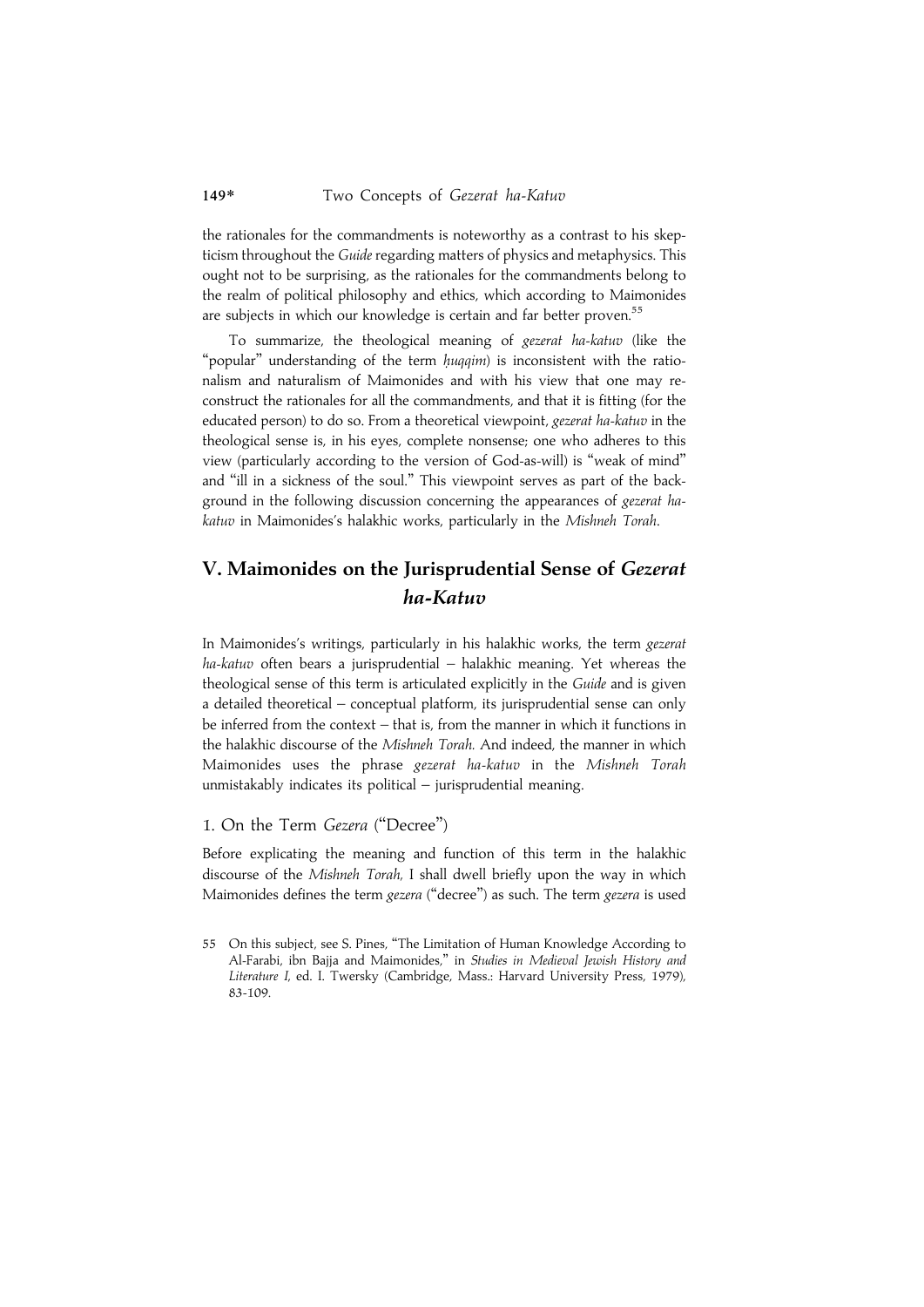the rationales for the commandments is noteworthy as a contrast to his skepticism throughout the *Guide* regarding matters of physics and metaphysics. This ought not to be surprising, as the rationales for the commandments belong to the realm of political philosophy and ethics, which according to Maimonides are subjects in which our knowledge is certain and far better proven.[55]

To summarize, the theological meaning of *gezerat ha-katuv* (like the "popular" understanding of the term *ḥuqqim*) is inconsistent with the rationalism and naturalism of Maimonides and with his view that one may reconstruct the rationales for all the commandments, and that it is fitting (for the educated person) to do so. From a theoretical viewpoint, *gezerat ha-katuv* in the theological sense is, in his eyes, complete nonsense; one who adheres to this view (particularly according to the version of God-as-will) is "weak of mind" and "ill in a sickness of the soul." This viewpoint serves as part of the background in the following discussion concerning the appearances of *gezerat ha-katuv* in Maimonides's halakhic works, particularly in the *Mishneh Torah*.

## V. Maimonides on the Jurisprudential Sense of *Gezerat ha-Katuv*

In Maimonides's writings, particularly in his halakhic works, the term *gezerat ha-katuv* often bears a jurisprudential – halakhic meaning. Yet whereas the theological sense of this term is articulated explicitly in the *Guide* and is given a detailed theoretical – conceptual platform, its jurisprudential sense can only be inferred from the context – that is, from the manner in which it functions in the halakhic discourse of the *Mishneh Torah.* And indeed, the manner in which Maimonides uses the phrase *gezerat ha-katuv* in the *Mishneh Torah* unmistakably indicates its political – jurisprudential meaning.

### 1. On the Term *Gezera* ("Decree")

Before explicating the meaning and function of this term in the halakhic discourse of the *Mishneh Torah,* I shall dwell briefly upon the way in which Maimonides defines the term *gezera* ("decree") as such. The term *gezera* is used

55 On this subject, see S. Pines, "The Limitation of Human Knowledge According to Al-Farabi, ibn Bajja and Maimonides," in *Studies in Medieval Jewish History and Literature I*, ed. I. Twersky (Cambridge, Mass.: Harvard University Press, 1979), 83-109.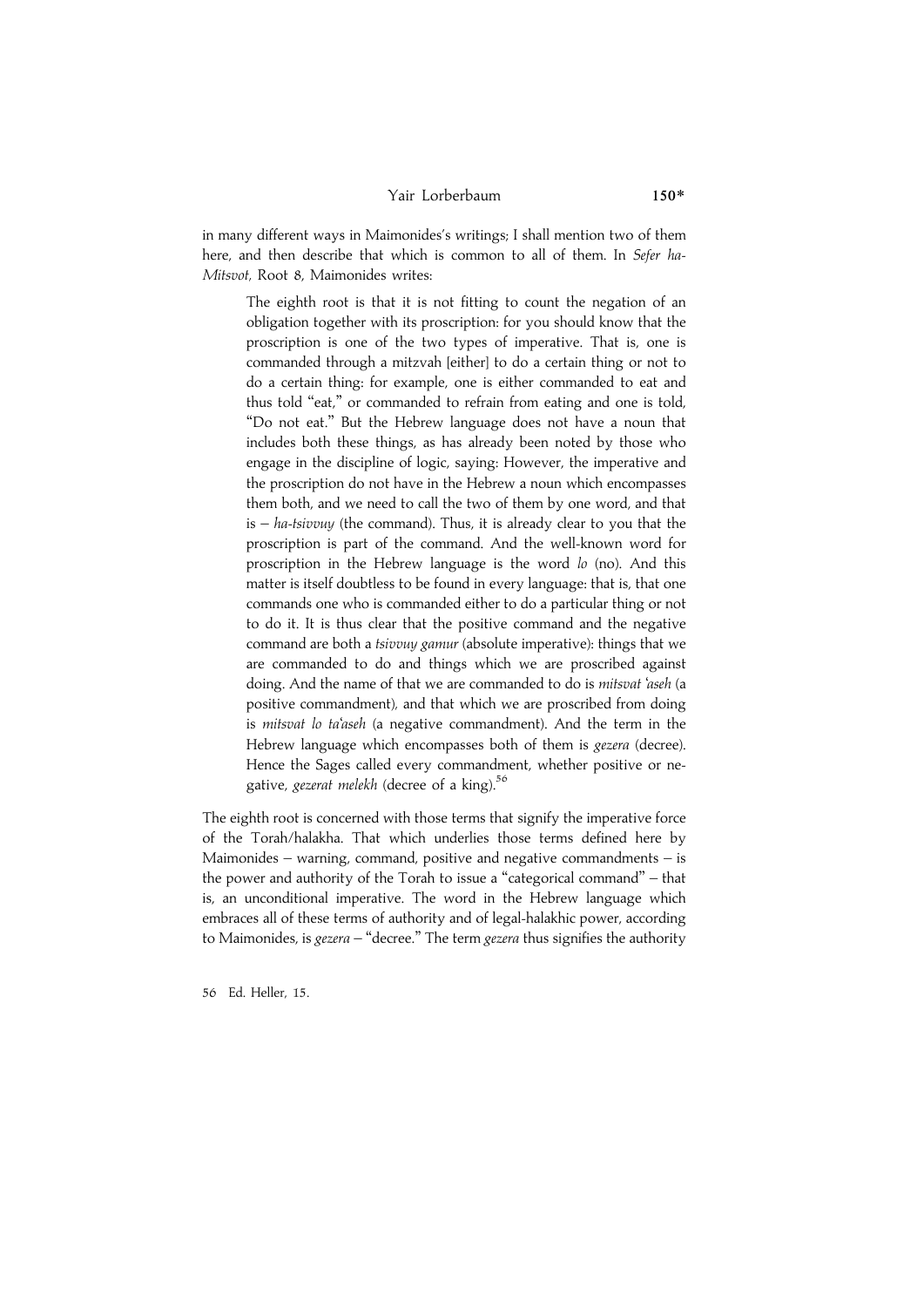in many different ways in Maimonides's writings; I shall mention two of them here, and then describe that which is common to all of them. In *Sefer ha-Mitsvot,* Root 8, Maimonides writes:

> The eighth root is that it is not fitting to count the negation of an obligation together with its proscription: for you should know that the proscription is one of the two types of imperative. That is, one is commanded through a mitzvah [either] to do a certain thing or not to do a certain thing: for example, one is either commanded to eat and thus told "eat," or commanded to refrain from eating and one is told, "Do not eat." But the Hebrew language does not have a noun that includes both these things, as has already been noted by those who engage in the discipline of logic, saying: However, the imperative and the proscription do not have in the Hebrew a noun which encompasses them both, and we need to call the two of them by one word, and that is – *ha-tsivvuy* (the command). Thus, it is already clear to you that the proscription is part of the command. And the well-known word for proscription in the Hebrew language is the word *lo* (no). And this matter is itself doubtless to be found in every language: that is, that one commands one who is commanded either to do a particular thing or not to do it. It is thus clear that the positive command and the negative command are both a *tsivvuy gamur* (absolute imperative): things that we are commanded to do and things which we are proscribed against doing. And the name of that we are commanded to do is *mitsvat 'aseh* (a positive commandment), and that which we are proscribed from doing is *mitsvat lo ta'aseh* (a negative commandment). And the term in the Hebrew language which encompasses both of them is *gezera* (decree). Hence the Sages called every commandment, whether positive or negative, *gezerat melekh* (decree of a king).[56]

The eighth root is concerned with those terms that signify the imperative force of the Torah/halakha. That which underlies those terms defined here by Maimonides – warning, command, positive and negative commandments – is the power and authority of the Torah to issue a "categorical command" – that is, an unconditional imperative. The word in the Hebrew language which embraces all of these terms of authority and of legal-halakhic power, according to Maimonides, is *gezera* – "decree." The term *gezera* thus signifies the authority

56 Ed. Heller, 15.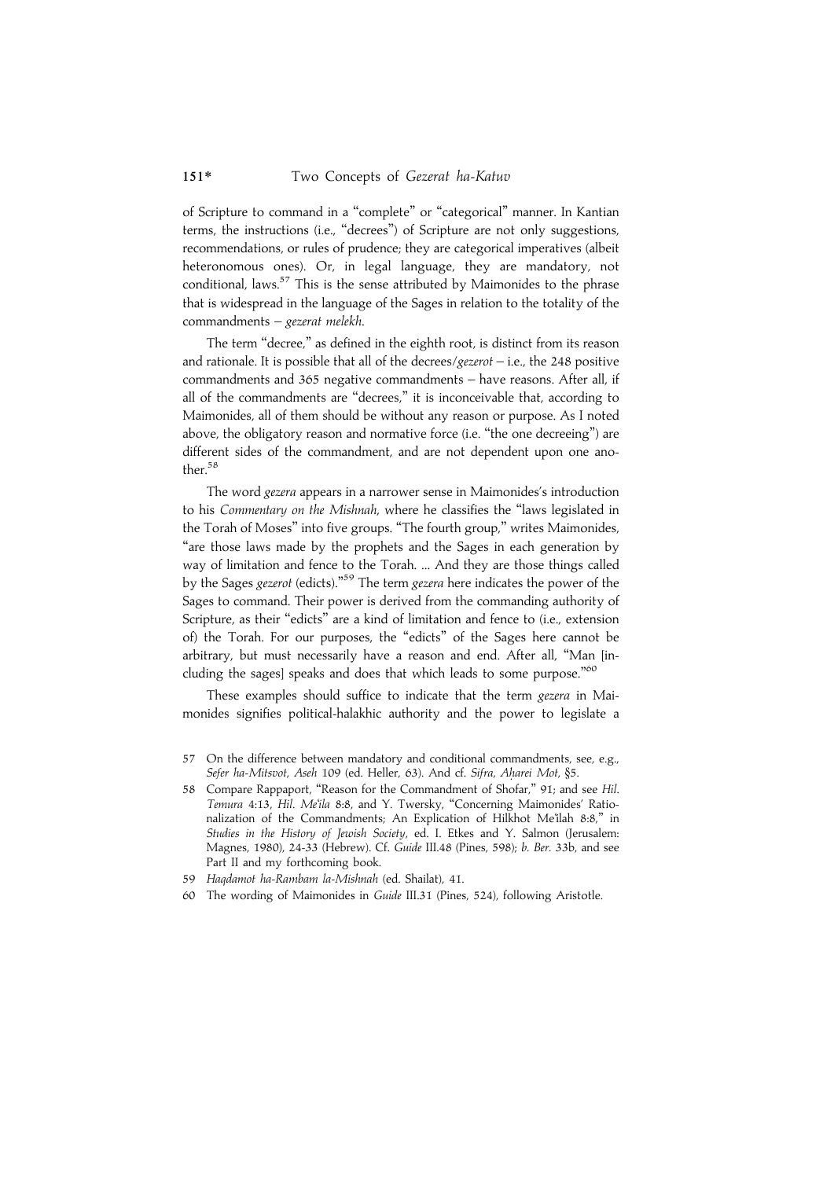of Scripture to command in a "complete" or "categorical" manner. In Kantian terms, the instructions (i.e., "decrees") of Scripture are not only suggestions, recommendations, or rules of prudence; they are categorical imperatives (albeit heteronomous ones). Or, in legal language, they are mandatory, not conditional, laws.[57] This is the sense attributed by Maimonides to the phrase that is widespread in the language of the Sages in relation to the totality of the commandments – *gezerat melekh*.

The term "decree," as defined in the eighth root, is distinct from its reason and rationale. It is possible that all of the decrees/*gezerot* – i.e., the 248 positive commandments and 365 negative commandments – have reasons. After all, if all of the commandments are "decrees," it is inconceivable that, according to Maimonides, all of them should be without any reason or purpose. As I noted above, the obligatory reason and normative force (i.e. "the one decreeing") are different sides of the commandment, and are not dependent upon one another.[58]

The word *gezera* appears in a narrower sense in Maimonides's introduction to his *Commentary on the Mishnah*, where he classifies the "laws legislated in the Torah of Moses" into five groups. "The fourth group," writes Maimonides, "are those laws made by the prophets and the Sages in each generation by way of limitation and fence to the Torah. ... And they are those things called by the Sages *gezerot* (edicts)."[59] The term *gezera* here indicates the power of the Sages to command. Their power is derived from the commanding authority of Scripture, as their "edicts" are a kind of limitation and fence to (i.e., extension of) the Torah. For our purposes, the "edicts" of the Sages here cannot be arbitrary, but must necessarily have a reason and end. After all, "Man [including the sages] speaks and does that which leads to some purpose."[60]

These examples should suffice to indicate that the term *gezera* in Maimonides signifies political-halakhic authority and the power to legislate a

57 On the difference between mandatory and conditional commandments, see, e.g., *Sefer ha-Mitsvot*, *Aseh* 109 (ed. Heller, 63). And cf. *Sifra*, *Aḥarei Mot*, §5.

58 Compare Rappaport, "Reason for the Commandment of Shofar," 91; and see *Hil. Temura* 4:13, *Hil. Me'ila* 8:8, and Y. Twersky, "Concerning Maimonides' Rationalization of the Commandments; An Explication of Hilkhot Me'ilah 8:8," in *Studies in the History of Jewish Society*, ed. I. Etkes and Y. Salmon (Jerusalem: Magnes, 1980), 24-33 (Hebrew). Cf. *Guide* III.48 (Pines, 598); *b. Ber.* 33b, and see Part II and my forthcoming book.

59 *Haqdamot ha-Rambam la-Mishnah* (ed. Shailat), 41.

60 The wording of Maimonides in *Guide* III.31 (Pines, 524), following Aristotle.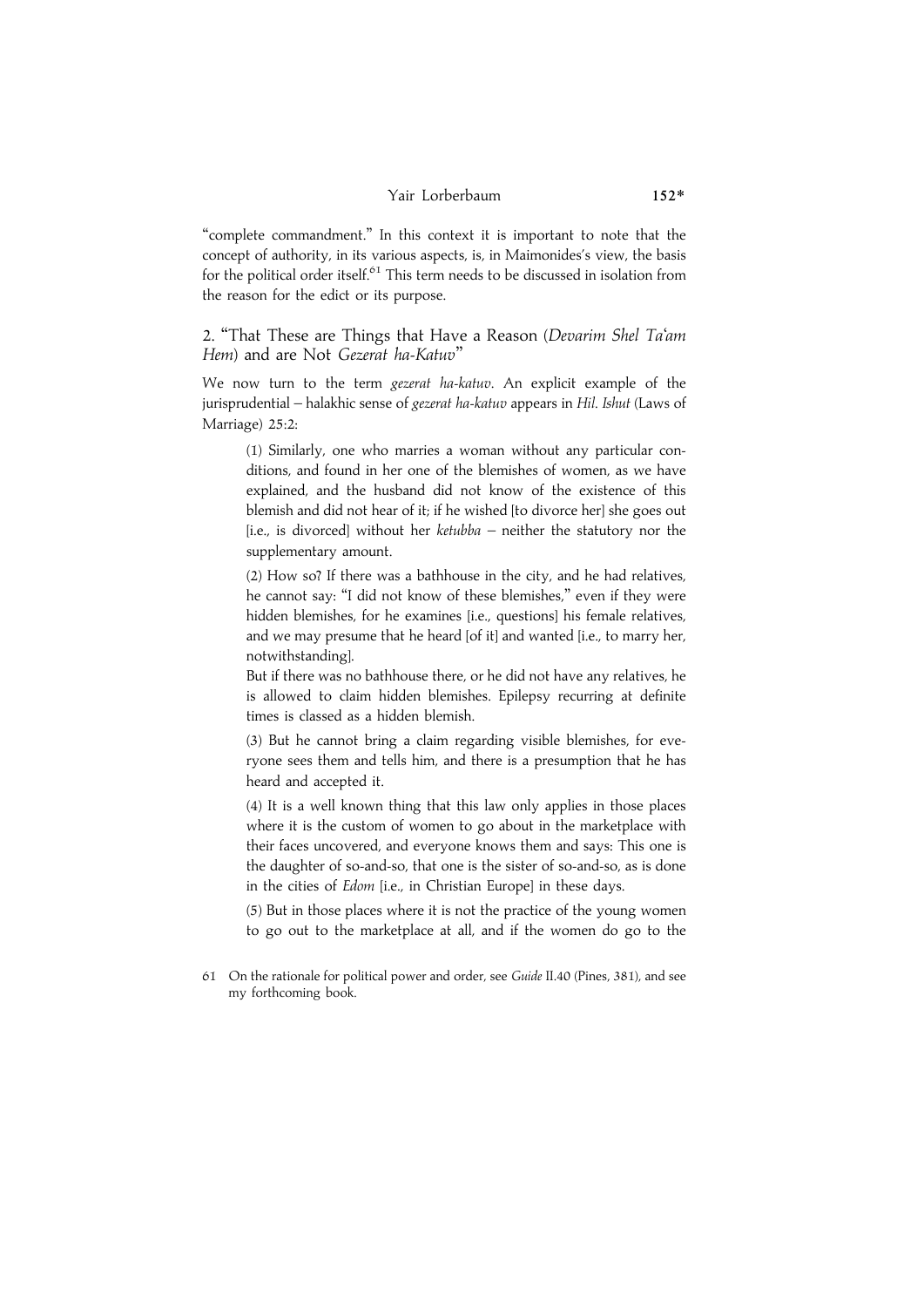"complete commandment." In this context it is important to note that the concept of authority, in its various aspects, is, in Maimonides's view, the basis for the political order itself.[61] This term needs to be discussed in isolation from the reason for the edict or its purpose.

## 2. "That These are Things that Have a Reason (*Devarim Shel Ta'am Hem*) and are Not *Gezerat ha-Katuv*"

We now turn to the term *gezerat ha-katuv*. An explicit example of the jurisprudential – halakhic sense of *gezerat ha-katuv* appears in *Hil. Ishut* (Laws of Marriage) 25:2:

> (1) Similarly, one who marries a woman without any particular conditions, and found in her one of the blemishes of women, as we have explained, and the husband did not know of the existence of this blemish and did not hear of it; if he wished [to divorce her] she goes out [i.e., is divorced] without her *ketubba* – neither the statutory nor the supplementary amount.
>
> (2) How so? If there was a bathhouse in the city, and he had relatives, he cannot say: "I did not know of these blemishes," even if they were hidden blemishes, for he examines [i.e., questions] his female relatives, and we may presume that he heard [of it] and wanted [i.e., to marry her, notwithstanding].
>
> But if there was no bathhouse there, or he did not have any relatives, he is allowed to claim hidden blemishes. Epilepsy recurring at definite times is classed as a hidden blemish.
>
> (3) But he cannot bring a claim regarding visible blemishes, for everyone sees them and tells him, and there is a presumption that he has heard and accepted it.
>
> (4) It is a well known thing that this law only applies in those places where it is the custom of women to go about in the marketplace with their faces uncovered, and everyone knows them and says: This one is the daughter of so-and-so, that one is the sister of so-and-so, as is done in the cities of *Edom* [i.e., in Christian Europe] in these days.
>
> (5) But in those places where it is not the practice of the young women to go out to the marketplace at all, and if the women do go to the

61 On the rationale for political power and order, see *Guide* II.40 (Pines, 381), and see my forthcoming book.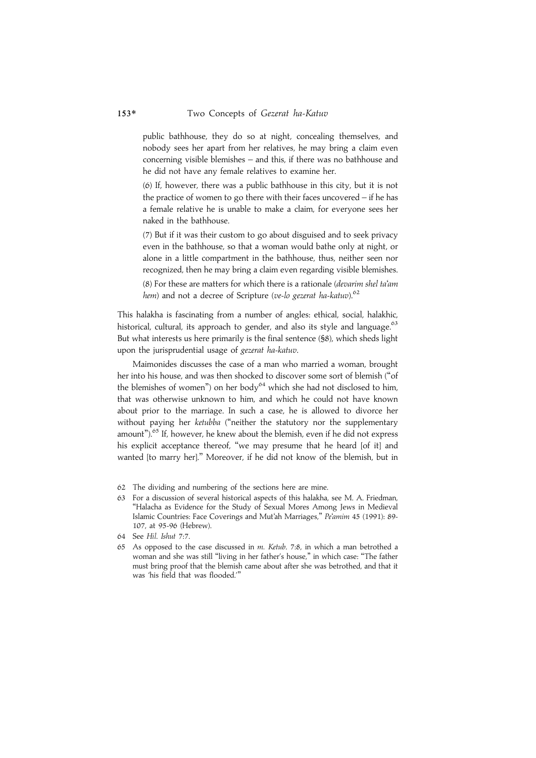public bathhouse, they do so at night, concealing themselves, and nobody sees her apart from her relatives, he may bring a claim even concerning visible blemishes – and this, if there was no bathhouse and he did not have any female relatives to examine her.

(6) If, however, there was a public bathhouse in this city, but it is not the practice of women to go there with their faces uncovered – if he has a female relative he is unable to make a claim, for everyone sees her naked in the bathhouse.

(7) But if it was their custom to go about disguised and to seek privacy even in the bathhouse, so that a woman would bathe only at night, or alone in a little compartment in the bathhouse, thus, neither seen nor recognized, then he may bring a claim even regarding visible blemishes.

(8) For these are matters for which there is a rationale (*devarim shel ta'am hem*) and not a decree of Scripture (*ve-lo gezerat ha-katuv*).[62]

This halakha is fascinating from a number of angles: ethical, social, halakhic, historical, cultural, its approach to gender, and also its style and language.[63] But what interests us here primarily is the final sentence (§8), which sheds light upon the jurisprudential usage of *gezerat ha-katuv*.

Maimonides discusses the case of a man who married a woman, brought her into his house, and was then shocked to discover some sort of blemish ("of the blemishes of women") on her body[64] which she had not disclosed to him, that was otherwise unknown to him, and which he could not have known about prior to the marriage. In such a case, he is allowed to divorce her without paying her *ketubba* ("neither the statutory nor the supplementary amount").[65] If, however, he knew about the blemish, even if he did not express his explicit acceptance thereof, "we may presume that he heard [of it] and wanted [to marry her]." Moreover, if he did not know of the blemish, but in

62 The dividing and numbering of the sections here are mine.

63 For a discussion of several historical aspects of this halakha, see M. A. Friedman, "Halacha as Evidence for the Study of Sexual Mores Among Jews in Medieval Islamic Countries: Face Coverings and Mut'ah Marriages," *Pe'amim* 45 (1991): 89-107, at 95-96 (Hebrew).

64 See *Hil. Ishut* 7:7.

65 As opposed to the case discussed in *m. Ketub*. 7:8, in which a man betrothed a woman and she was still "living in her father's house," in which case: "The father must bring proof that the blemish came about after she was betrothed, and that it was 'his field that was flooded.'"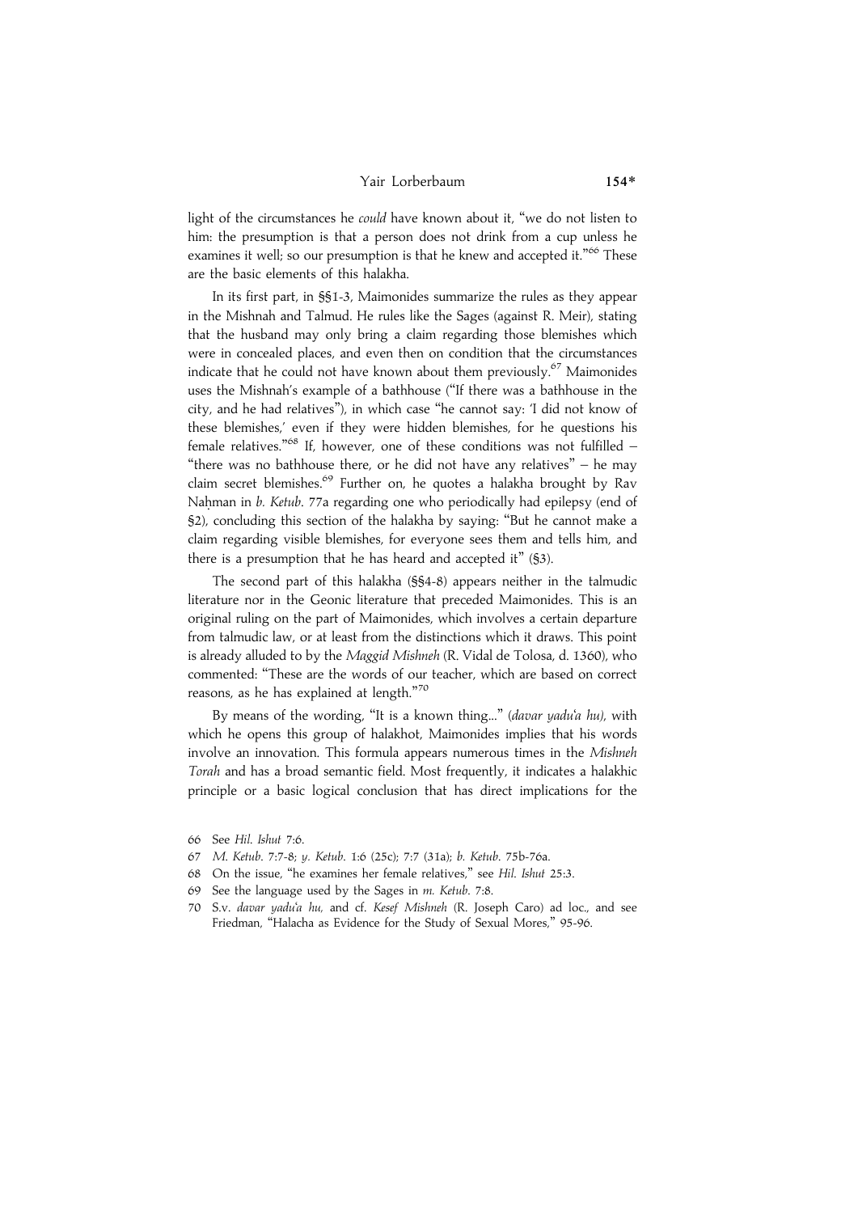light of the circumstances he *could* have known about it, "we do not listen to him: the presumption is that a person does not drink from a cup unless he examines it well; so our presumption is that he knew and accepted it."[66] These are the basic elements of this halakha.

In its first part, in §§1-3, Maimonides summarize the rules as they appear in the Mishnah and Talmud. He rules like the Sages (against R. Meir), stating that the husband may only bring a claim regarding those blemishes which were in concealed places, and even then on condition that the circumstances indicate that he could not have known about them previously.[67] Maimonides uses the Mishnah's example of a bathhouse ("If there was a bathhouse in the city, and he had relatives"), in which case "he cannot say: 'I did not know of these blemishes,' even if they were hidden blemishes, for he questions his female relatives."[68] If, however, one of these conditions was not fulfilled – "there was no bathhouse there, or he did not have any relatives" – he may claim secret blemishes.[69] Further on, he quotes a halakha brought by Rav Naḥman in *b. Ketub*. 77a regarding one who periodically had epilepsy (end of §2), concluding this section of the halakha by saying: "But he cannot make a claim regarding visible blemishes, for everyone sees them and tells him, and there is a presumption that he has heard and accepted it" (§3).

The second part of this halakha (§§4-8) appears neither in the talmudic literature nor in the Geonic literature that preceded Maimonides. This is an original ruling on the part of Maimonides, which involves a certain departure from talmudic law, or at least from the distinctions which it draws. This point is already alluded to by the *Maggid Mishneh* (R. Vidal de Tolosa, d. 1360), who commented: "These are the words of our teacher, which are based on correct reasons, as he has explained at length."[70]

By means of the wording, "It is a known thing..." (*davar yadu'a hu*), with which he opens this group of halakhot, Maimonides implies that his words involve an innovation. This formula appears numerous times in the *Mishneh Torah* and has a broad semantic field. Most frequently, it indicates a halakhic principle or a basic logical conclusion that has direct implications for the

66 See *Hil. Ishut* 7:6.

67 *M. Ketub*. 7:7-8; *y. Ketub*. 1:6 (25c); 7:7 (31a); *b. Ketub*. 75b-76a.

68 On the issue, "he examines her female relatives," see *Hil. Ishut* 25:3.

69 See the language used by the Sages in *m. Ketub*. 7:8.

70 S.v. *davar yadu'a hu*, and cf. *Kesef Mishneh* (R. Joseph Caro) ad loc., and see Friedman, "Halacha as Evidence for the Study of Sexual Mores," 95-96.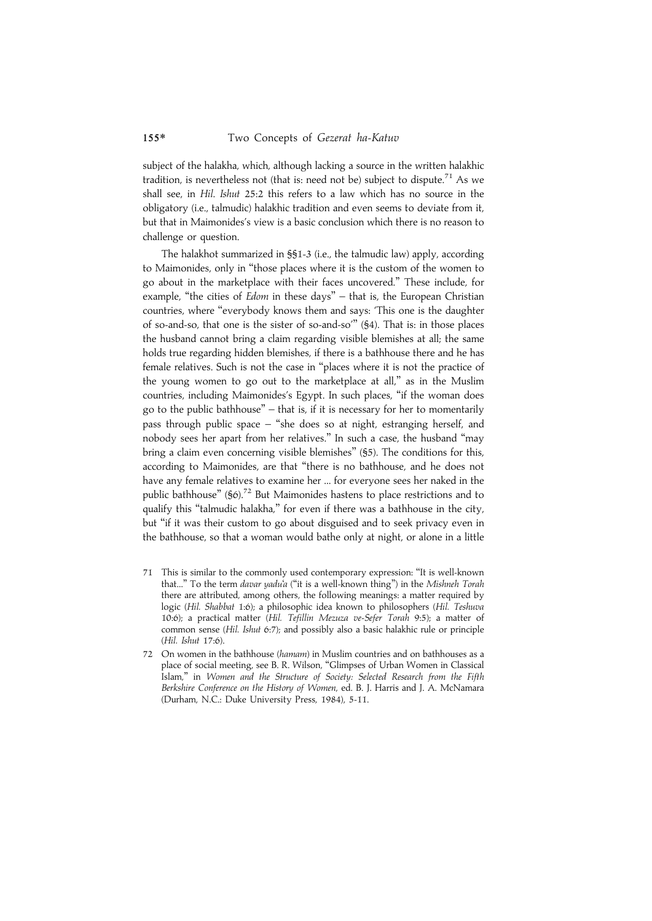subject of the halakha, which, although lacking a source in the written halakhic tradition, is nevertheless not (that is: need not be) subject to dispute.[71] As we shall see, in *Hil. Ishut* 25:2 this refers to a law which has no source in the obligatory (i.e., talmudic) halakhic tradition and even seems to deviate from it, but that in Maimonides's view is a basic conclusion which there is no reason to challenge or question.

The halakhot summarized in §§1-3 (i.e., the talmudic law) apply, according to Maimonides, only in "those places where it is the custom of the women to go about in the marketplace with their faces uncovered." These include, for example, "the cities of *Edom* in these days" – that is, the European Christian countries, where "everybody knows them and says: 'This one is the daughter of so-and-so, that one is the sister of so-and-so'" (§4). That is: in those places the husband cannot bring a claim regarding visible blemishes at all; the same holds true regarding hidden blemishes, if there is a bathhouse there and he has female relatives. Such is not the case in "places where it is not the practice of the young women to go out to the marketplace at all," as in the Muslim countries, including Maimonides's Egypt. In such places, "if the woman does go to the public bathhouse" – that is, if it is necessary for her to momentarily pass through public space – "she does so at night, estranging herself, and nobody sees her apart from her relatives." In such a case, the husband "may bring a claim even concerning visible blemishes" (§5). The conditions for this, according to Maimonides, are that "there is no bathhouse, and he does not have any female relatives to examine her ... for everyone sees her naked in the public bathhouse" (§6).[72] But Maimonides hastens to place restrictions and to qualify this "talmudic halakha," for even if there was a bathhouse in the city, but "if it was their custom to go about disguised and to seek privacy even in the bathhouse, so that a woman would bathe only at night, or alone in a little

71 This is similar to the commonly used contemporary expression: "It is well-known that..." To the term *davar yadu'a* ("it is a well-known thing") in the *Mishneh Torah* there are attributed, among others, the following meanings: a matter required by logic (*Hil. Shabbat* 1:6); a philosophic idea known to philosophers (*Hil. Teshuva* 10:6); a practical matter (*Hil. Tefillin Mezuza ve-Sefer Torah* 9:5); a matter of common sense (*Hil. Ishut* 6:7); and possibly also a basic halakhic rule or principle (*Hil. Ishut* 17:6).

72 On women in the bathhouse (*hamam*) in Muslim countries and on bathhouses as a place of social meeting, see B. R. Wilson, "Glimpses of Urban Women in Classical Islam," in *Women and the Structure of Society: Selected Research from the Fifth Berkshire Conference on the History of Women*, ed. B. J. Harris and J. A. McNamara (Durham, N.C.: Duke University Press, 1984), 5-11.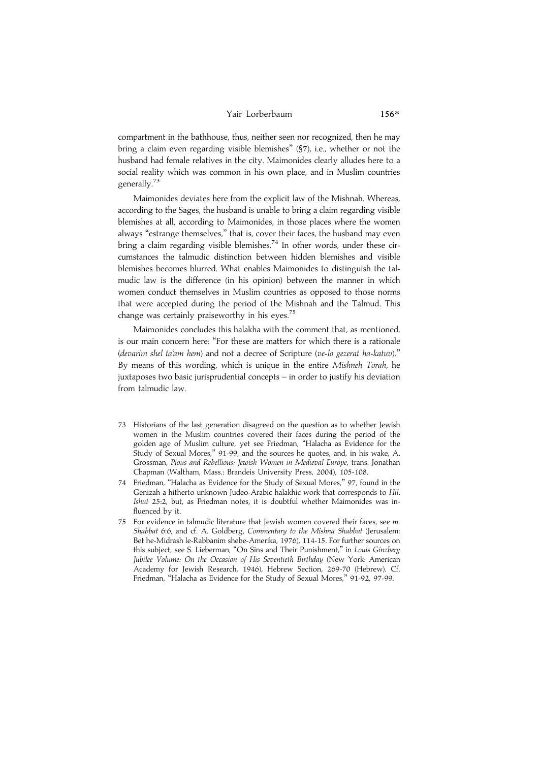compartment in the bathhouse, thus, neither seen nor recognized, then he may bring a claim even regarding visible blemishes" (§7), i.e., whether or not the husband had female relatives in the city. Maimonides clearly alludes here to a social reality which was common in his own place, and in Muslim countries generally.[73]

Maimonides deviates here from the explicit law of the Mishnah. Whereas, according to the Sages, the husband is unable to bring a claim regarding visible blemishes at all, according to Maimonides, in those places where the women always "estrange themselves," that is, cover their faces, the husband may even bring a claim regarding visible blemishes.[74] In other words, under these circumstances the talmudic distinction between hidden blemishes and visible blemishes becomes blurred. What enables Maimonides to distinguish the talmudic law is the difference (in his opinion) between the manner in which women conduct themselves in Muslim countries as opposed to those norms that were accepted during the period of the Mishnah and the Talmud. This change was certainly praiseworthy in his eyes.[75]

Maimonides concludes this halakha with the comment that, as mentioned, is our main concern here: "For these are matters for which there is a rationale (*devarim shel ta'am hem*) and not a decree of Scripture (*ve-lo gezerat ha-katuv*)." By means of this wording, which is unique in the entire *Mishneh Torah*, he juxtaposes two basic jurisprudential concepts – in order to justify his deviation from talmudic law.

73 Historians of the last generation disagreed on the question as to whether Jewish women in the Muslim countries covered their faces during the period of the golden age of Muslim culture, yet see Friedman, "Halacha as Evidence for the Study of Sexual Mores," 91-99, and the sources he quotes, and, in his wake, A. Grossman, *Pious and Rebellious: Jewish Women in Medieval Europe*, trans. Jonathan Chapman (Waltham, Mass.: Brandeis University Press, 2004), 105-108.

74 Friedman, "Halacha as Evidence for the Study of Sexual Mores," 97, found in the Genizah a hitherto unknown Judeo-Arabic halakhic work that corresponds to *Hil. Ishut* 25:2, but, as Friedman notes, it is doubtful whether Maimonides was influenced by it.

75 For evidence in talmudic literature that Jewish women covered their faces, see *m. Shabbat* 6:6, and cf. A. Goldberg, *Commentary to the Mishna Shabbat* (Jerusalem: Bet he-Midrash le-Rabbanim shebe-Amerika, 1976), 114-15. For further sources on this subject, see S. Lieberman, "On Sins and Their Punishment," in *Louis Ginzberg Jubilee Volume: On the Occasion of His Seventieth Birthday* (New York: American Academy for Jewish Research, 1946), Hebrew Section, 269-70 (Hebrew). Cf. Friedman, "Halacha as Evidence for the Study of Sexual Mores," 91-92, 97-99.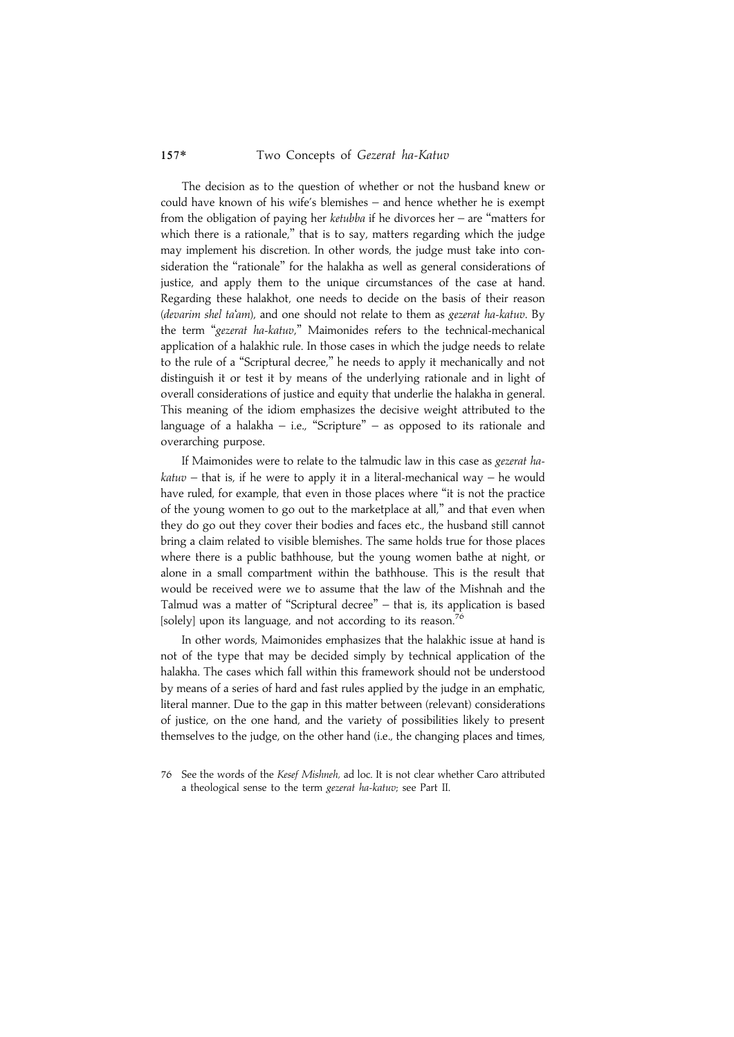The decision as to the question of whether or not the husband knew or could have known of his wife's blemishes – and hence whether he is exempt from the obligation of paying her *ketubba* if he divorces her – are "matters for which there is a rationale," that is to say, matters regarding which the judge may implement his discretion. In other words, the judge must take into consideration the "rationale" for the halakha as well as general considerations of justice, and apply them to the unique circumstances of the case at hand. Regarding these halakhot, one needs to decide on the basis of their reason (*devarim shel ta'am*), and one should not relate to them as *gezerat ha-katuv*. By the term "*gezerat ha-katuv*," Maimonides refers to the technical-mechanical application of a halakhic rule. In those cases in which the judge needs to relate to the rule of a "Scriptural decree," he needs to apply it mechanically and not distinguish it or test it by means of the underlying rationale and in light of overall considerations of justice and equity that underlie the halakha in general. This meaning of the idiom emphasizes the decisive weight attributed to the language of a halakha – i.e., "Scripture" – as opposed to its rationale and overarching purpose.

If Maimonides were to relate to the talmudic law in this case as *gezerat ha-katuv* – that is, if he were to apply it in a literal-mechanical way – he would have ruled, for example, that even in those places where "it is not the practice of the young women to go out to the marketplace at all," and that even when they do go out they cover their bodies and faces etc., the husband still cannot bring a claim related to visible blemishes. The same holds true for those places where there is a public bathhouse, but the young women bathe at night, or alone in a small compartment within the bathhouse. This is the result that would be received were we to assume that the law of the Mishnah and the Talmud was a matter of "Scriptural decree" – that is, its application is based [solely] upon its language, and not according to its reason.[76]

In other words, Maimonides emphasizes that the halakhic issue at hand is not of the type that may be decided simply by technical application of the halakha. The cases which fall within this framework should not be understood by means of a series of hard and fast rules applied by the judge in an emphatic, literal manner. Due to the gap in this matter between (relevant) considerations of justice, on the one hand, and the variety of possibilities likely to present themselves to the judge, on the other hand (i.e., the changing places and times,

76 See the words of the *Kesef Mishneh*, ad loc. It is not clear whether Caro attributed a theological sense to the term *gezerat ha-katuv*; see Part II.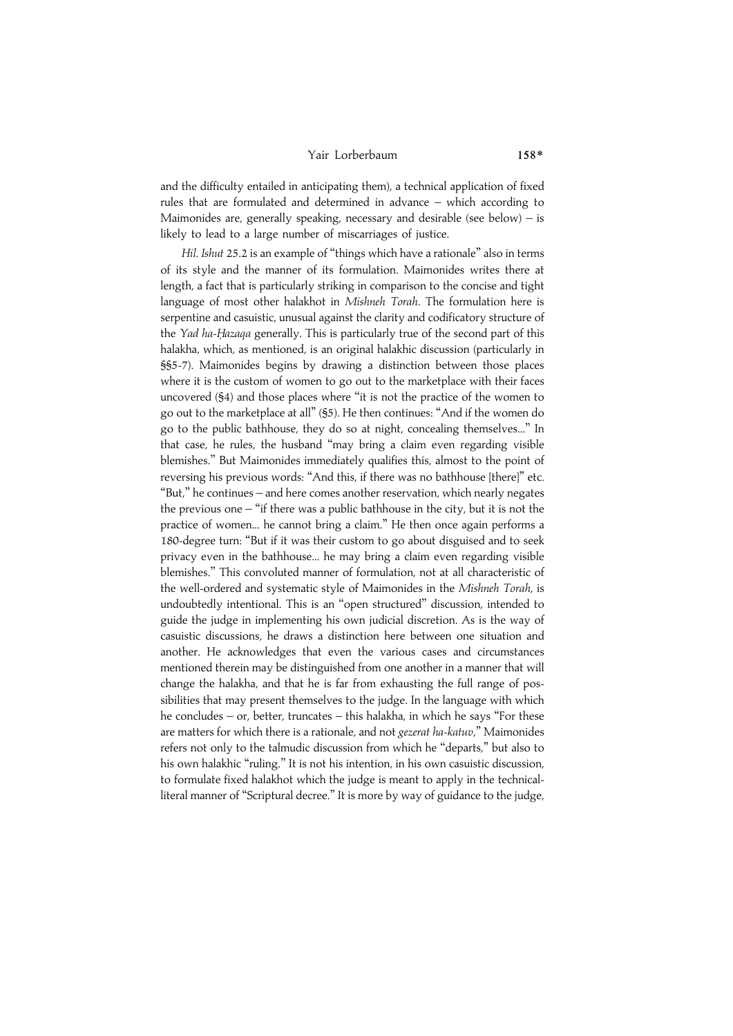and the difficulty entailed in anticipating them), a technical application of fixed rules that are formulated and determined in advance – which according to Maimonides are, generally speaking, necessary and desirable (see below) – is likely to lead to a large number of miscarriages of justice.

*Hil. Ishut* 25.2 is an example of "things which have a rationale" also in terms of its style and the manner of its formulation. Maimonides writes there at length, a fact that is particularly striking in comparison to the concise and tight language of most other halakhot in *Mishneh Torah*. The formulation here is serpentine and casuistic, unusual against the clarity and codificatory structure of the *Yad ha-Ḥazaqa* generally. This is particularly true of the second part of this halakha, which, as mentioned, is an original halakhic discussion (particularly in §§5-7). Maimonides begins by drawing a distinction between those places where it is the custom of women to go out to the marketplace with their faces uncovered (§4) and those places where "it is not the practice of the women to go out to the marketplace at all" (§5). He then continues: "And if the women do go to the public bathhouse, they do so at night, concealing themselves..." In that case, he rules, the husband "may bring a claim even regarding visible blemishes." But Maimonides immediately qualifies this, almost to the point of reversing his previous words: "And this, if there was no bathhouse [there]" etc. "But," he continues – and here comes another reservation, which nearly negates the previous one – "if there was a public bathhouse in the city, but it is not the practice of women... he cannot bring a claim." He then once again performs a 180-degree turn: "But if it was their custom to go about disguised and to seek privacy even in the bathhouse... he may bring a claim even regarding visible blemishes." This convoluted manner of formulation, not at all characteristic of the well-ordered and systematic style of Maimonides in the *Mishneh Torah*, is undoubtedly intentional. This is an "open structured" discussion, intended to guide the judge in implementing his own judicial discretion. As is the way of casuistic discussions, he draws a distinction here between one situation and another. He acknowledges that even the various cases and circumstances mentioned therein may be distinguished from one another in a manner that will change the halakha, and that he is far from exhausting the full range of possibilities that may present themselves to the judge. In the language with which he concludes – or, better, truncates – this halakha, in which he says "For these are matters for which there is a rationale, and not *gezerat ha-katuv*," Maimonides refers not only to the talmudic discussion from which he "departs," but also to his own halakhic "ruling." It is not his intention, in his own casuistic discussion, to formulate fixed halakhot which the judge is meant to apply in the technical-literal manner of "Scriptural decree." It is more by way of guidance to the judge,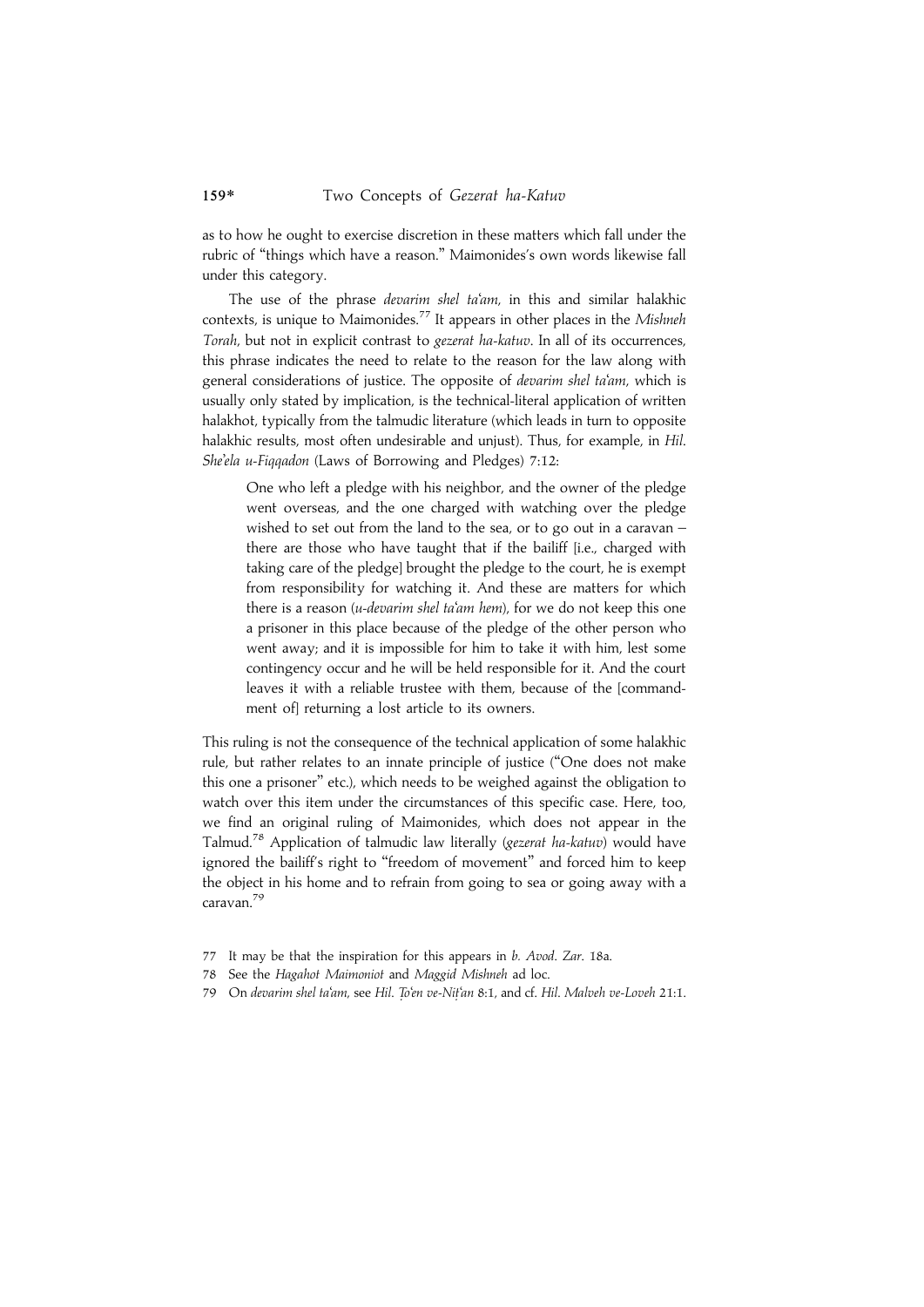as to how he ought to exercise discretion in these matters which fall under the rubric of "things which have a reason." Maimonides's own words likewise fall under this category.

The use of the phrase *devarim shel ta'am*, in this and similar halakhic contexts, is unique to Maimonides.[77] It appears in other places in the *Mishneh Torah*, but not in explicit contrast to *gezerat ha-katuv*. In all of its occurrences, this phrase indicates the need to relate to the reason for the law along with general considerations of justice. The opposite of *devarim shel ta'am*, which is usually only stated by implication, is the technical-literal application of written halakhot, typically from the talmudic literature (which leads in turn to opposite halakhic results, most often undesirable and unjust). Thus, for example, in *Hil. She'ela u-Fiqqadon* (Laws of Borrowing and Pledges) 7:12:

> One who left a pledge with his neighbor, and the owner of the pledge went overseas, and the one charged with watching over the pledge wished to set out from the land to the sea, or to go out in a caravan – there are those who have taught that if the bailiff [i.e., charged with taking care of the pledge] brought the pledge to the court, he is exempt from responsibility for watching it. And these are matters for which there is a reason (*u-devarim shel ta'am hem*), for we do not keep this one a prisoner in this place because of the pledge of the other person who went away; and it is impossible for him to take it with him, lest some contingency occur and he will be held responsible for it. And the court leaves it with a reliable trustee with them, because of the [commandment of] returning a lost article to its owners.

This ruling is not the consequence of the technical application of some halakhic rule, but rather relates to an innate principle of justice ("One does not make this one a prisoner" etc.), which needs to be weighed against the obligation to watch over this item under the circumstances of this specific case. Here, too, we find an original ruling of Maimonides, which does not appear in the Talmud.[78] Application of talmudic law literally (*gezerat ha-katuv*) would have ignored the bailiff's right to "freedom of movement" and forced him to keep the object in his home and to refrain from going to sea or going away with a caravan.[79]

77 It may be that the inspiration for this appears in *b. Avod. Zar.* 18a.

78 See the *Hagahot Maimoniot* and *Maggid Mishneh* ad loc.

79 On *devarim shel ta'am*, see *Hil. Ṭo'en ve-Niṭ'an* 8:1, and cf. *Hil. Malveh ve-Loveh* 21:1.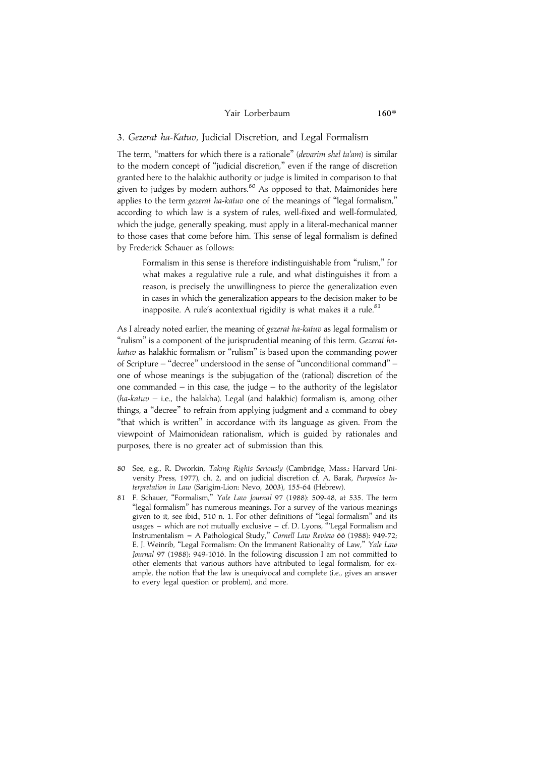### 3. *Gezerat ha-Katuv*, Judicial Discretion, and Legal Formalism

The term, "matters for which there is a rationale" (*devarim shel ta'am*) is similar to the modern concept of "judicial discretion," even if the range of discretion granted here to the halakhic authority or judge is limited in comparison to that given to judges by modern authors.[80] As opposed to that, Maimonides here applies to the term *gezerat ha-katuv* one of the meanings of "legal formalism," according to which law is a system of rules, well-fixed and well-formulated, which the judge, generally speaking, must apply in a literal-mechanical manner to those cases that come before him. This sense of legal formalism is defined by Frederick Schauer as follows:

> Formalism in this sense is therefore indistinguishable from "rulism," for what makes a regulative rule a rule, and what distinguishes it from a reason, is precisely the unwillingness to pierce the generalization even in cases in which the generalization appears to the decision maker to be inapposite. A rule's acontextual rigidity is what makes it a rule.[81]

As I already noted earlier, the meaning of *gezerat ha-katuv* as legal formalism or "rulism" is a component of the jurisprudential meaning of this term. *Gezerat ha-katuv* as halakhic formalism or "rulism" is based upon the commanding power of Scripture – "decree" understood in the sense of "unconditional command" – one of whose meanings is the subjugation of the (rational) discretion of the one commanded – in this case, the judge – to the authority of the legislator (*ha-katuv* – i.e., the halakha). Legal (and halakhic) formalism is, among other things, a "decree" to refrain from applying judgment and a command to obey "that which is written" in accordance with its language as given. From the viewpoint of Maimonidean rationalism, which is guided by rationales and purposes, there is no greater act of submission than this.

80 See, e.g., R. Dworkin, *Taking Rights Seriously* (Cambridge, Mass.: Harvard University Press, 1977), ch. 2, and on judicial discretion cf. A. Barak, *Purposive Interpretation in Law* (Sarigim-Lion: Nevo, 2003), 155-64 (Hebrew).

81 F. Schauer, "Formalism," *Yale Law Journal* 97 (1988): 509-48, at 535. The term "legal formalism" has numerous meanings. For a survey of the various meanings given to it, see ibid., 510 n. 1. For other definitions of "legal formalism" and its usages – which are not mutually exclusive – cf. D. Lyons, "'Legal Formalism and Instrumentalism – A Pathological Study," *Cornell Law Review* 66 (1988): 949-72; E. J. Weinrib, "Legal Formalism: On the Immanent Rationality of Law," *Yale Law Journal* 97 (1988): 949-1016. In the following discussion I am not committed to other elements that various authors have attributed to legal formalism, for example, the notion that the law is unequivocal and complete (i.e., gives an answer to every legal question or problem), and more.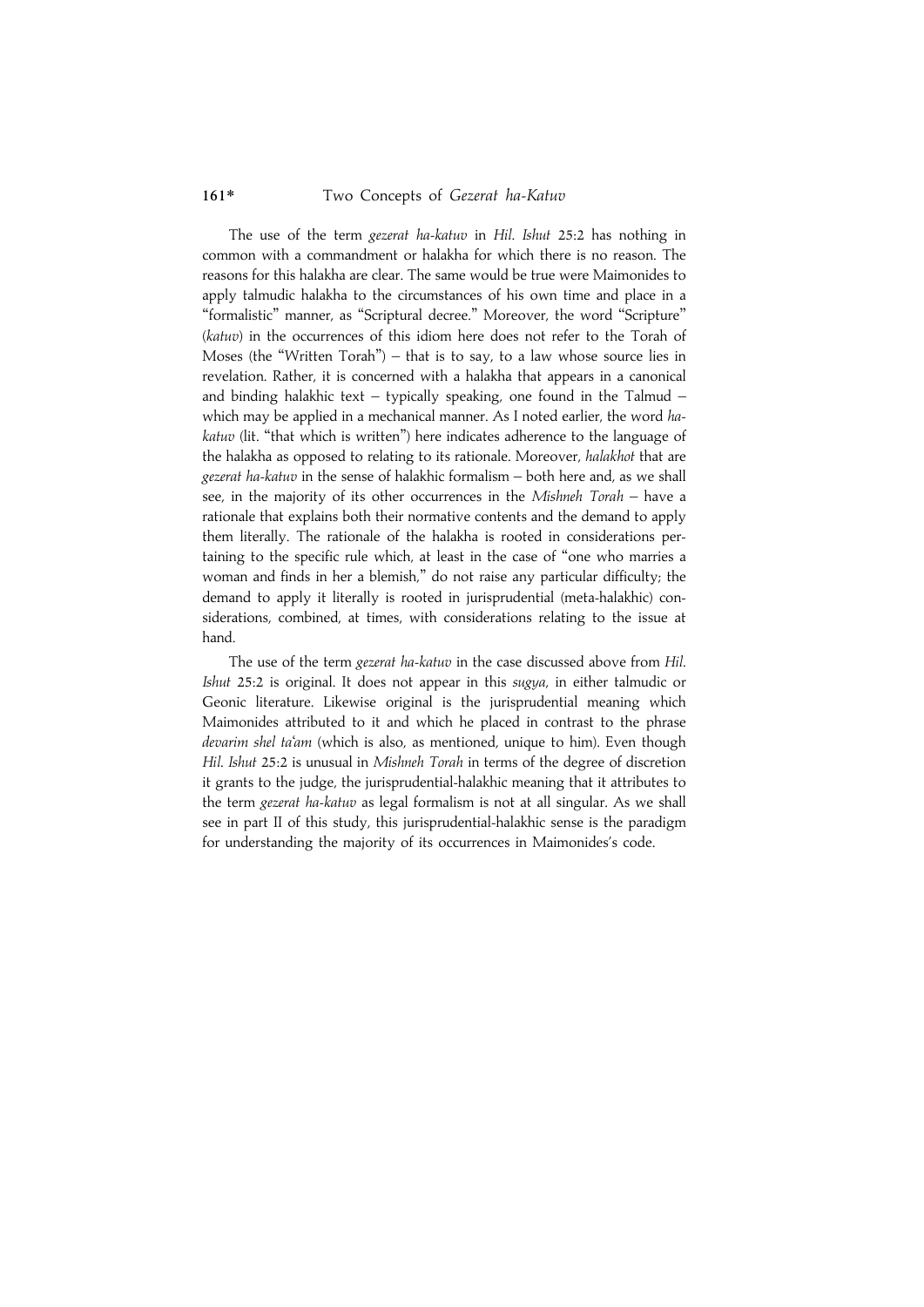The use of the term *gezerat ha-katuv* in *Hil. Ishut* 25:2 has nothing in common with a commandment or halakha for which there is no reason. The reasons for this halakha are clear. The same would be true were Maimonides to apply talmudic halakha to the circumstances of his own time and place in a "formalistic" manner, as "Scriptural decree." Moreover, the word "Scripture" (*katuv*) in the occurrences of this idiom here does not refer to the Torah of Moses (the "Written Torah") – that is to say, to a law whose source lies in revelation. Rather, it is concerned with a halakha that appears in a canonical and binding halakhic text – typically speaking, one found in the Talmud – which may be applied in a mechanical manner. As I noted earlier, the word *ha-katuv* (lit. "that which is written") here indicates adherence to the language of the halakha as opposed to relating to its rationale. Moreover, *halakhot* that are *gezerat ha-katuv* in the sense of halakhic formalism – both here and, as we shall see, in the majority of its other occurrences in the *Mishneh Torah* – have a rationale that explains both their normative contents and the demand to apply them literally. The rationale of the halakha is rooted in considerations pertaining to the specific rule which, at least in the case of "one who marries a woman and finds in her a blemish," do not raise any particular difficulty; the demand to apply it literally is rooted in jurisprudential (meta-halakhic) considerations, combined, at times, with considerations relating to the issue at hand.

The use of the term *gezerat ha-katuv* in the case discussed above from *Hil. Ishut* 25:2 is original. It does not appear in this *sugya*, in either talmudic or Geonic literature. Likewise original is the jurisprudential meaning which Maimonides attributed to it and which he placed in contrast to the phrase *devarim shel ta'am* (which is also, as mentioned, unique to him). Even though *Hil. Ishut* 25:2 is unusual in *Mishneh Torah* in terms of the degree of discretion it grants to the judge, the jurisprudential-halakhic meaning that it attributes to the term *gezerat ha-katuv* as legal formalism is not at all singular. As we shall see in part II of this study, this jurisprudential-halakhic sense is the paradigm for understanding the majority of its occurrences in Maimonides's code.